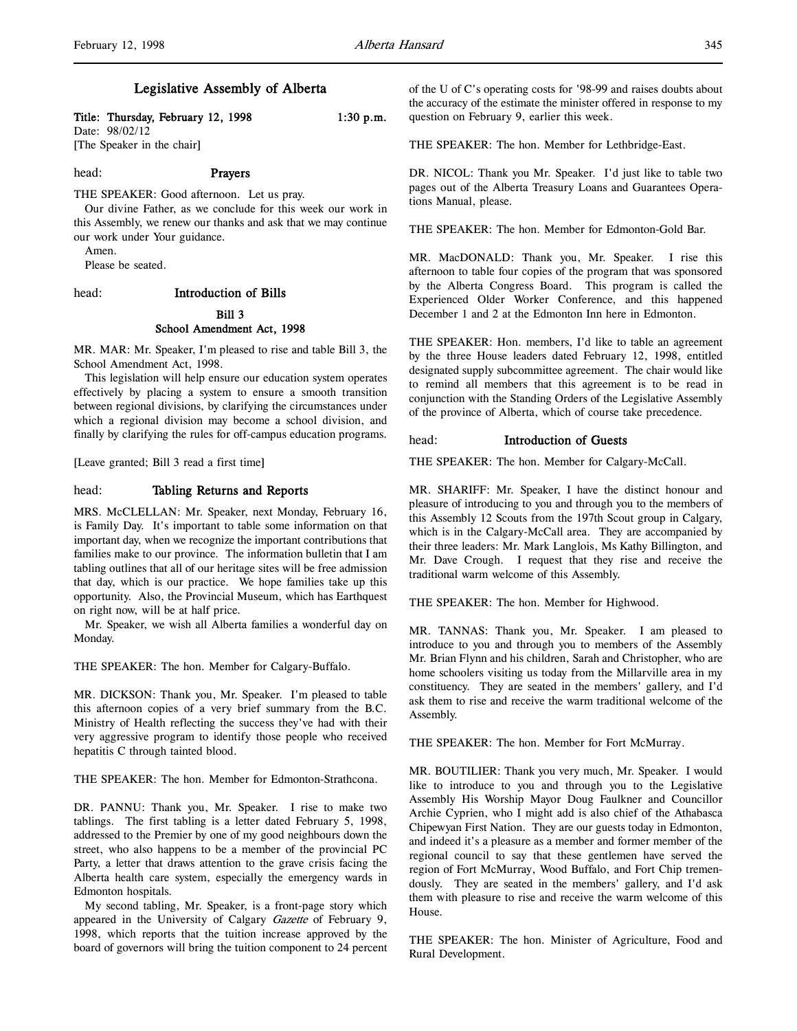# Legislative Assembly of Alberta

**Title: Thursday, February 12, 1998** **1:30 p.m.**

Date: 98/02/12

[The Speaker in the chair]

head: **Prayers**

THE SPEAKER: Good afternoon. Let us pray.

Our divine Father, as we conclude for this week our work in this Assembly, we renew our thanks and ask that we may continue our work under Your guidance.

Amen.

Please be seated.

head: **Introduction of Bills**

**Bill 3**
**School Amendment Act, 1998**

MR. MAR: Mr. Speaker, I'm pleased to rise and table Bill 3, the School Amendment Act, 1998.

This legislation will help ensure our education system operates effectively by placing a system to ensure a smooth transition between regional divisions, by clarifying the circumstances under which a regional division may become a school division, and finally by clarifying the rules for off-campus education programs.

[Leave granted; Bill 3 read a first time]

head: **Tabling Returns and Reports**

MRS. McCLELLAN: Mr. Speaker, next Monday, February 16, is Family Day. It's important to table some information on that important day, when we recognize the important contributions that families make to our province. The information bulletin that I am tabling outlines that all of our heritage sites will be free admission that day, which is our practice. We hope families take up this opportunity. Also, the Provincial Museum, which has Earthquest on right now, will be at half price.

Mr. Speaker, we wish all Alberta families a wonderful day on Monday.

THE SPEAKER: The hon. Member for Calgary-Buffalo.

MR. DICKSON: Thank you, Mr. Speaker. I'm pleased to table this afternoon copies of a very brief summary from the B.C. Ministry of Health reflecting the success they've had with their very aggressive program to identify those people who received hepatitis C through tainted blood.

THE SPEAKER: The hon. Member for Edmonton-Strathcona.

DR. PANNU: Thank you, Mr. Speaker. I rise to make two tablings. The first tabling is a letter dated February 5, 1998, addressed to the Premier by one of my good neighbours down the street, who also happens to be a member of the provincial PC Party, a letter that draws attention to the grave crisis facing the Alberta health care system, especially the emergency wards in Edmonton hospitals.

My second tabling, Mr. Speaker, is a front-page story which appeared in the University of Calgary *Gazette* of February 9, 1998, which reports that the tuition increase approved by the board of governors will bring the tuition component to 24 percent of the U of C's operating costs for '98-99 and raises doubts about the accuracy of the estimate the minister offered in response to my question on February 9, earlier this week.

THE SPEAKER: The hon. Member for Lethbridge-East.

DR. NICOL: Thank you Mr. Speaker. I'd just like to table two pages out of the Alberta Treasury Loans and Guarantees Operations Manual, please.

THE SPEAKER: The hon. Member for Edmonton-Gold Bar.

MR. MacDONALD: Thank you, Mr. Speaker. I rise this afternoon to table four copies of the program that was sponsored by the Alberta Congress Board. This program is called the Experienced Older Worker Conference, and this happened December 1 and 2 at the Edmonton Inn here in Edmonton.

THE SPEAKER: Hon. members, I'd like to table an agreement by the three House leaders dated February 12, 1998, entitled designated supply subcommittee agreement. The chair would like to remind all members that this agreement is to be read in conjunction with the Standing Orders of the Legislative Assembly of the province of Alberta, which of course take precedence.

head: **Introduction of Guests**

THE SPEAKER: The hon. Member for Calgary-McCall.

MR. SHARIFF: Mr. Speaker, I have the distinct honour and pleasure of introducing to you and through you to the members of this Assembly 12 Scouts from the 197th Scout group in Calgary, which is in the Calgary-McCall area. They are accompanied by their three leaders: Mr. Mark Langlois, Ms Kathy Billington, and Mr. Dave Crough. I request that they rise and receive the traditional warm welcome of this Assembly.

THE SPEAKER: The hon. Member for Highwood.

MR. TANNAS: Thank you, Mr. Speaker. I am pleased to introduce to you and through you to members of the Assembly Mr. Brian Flynn and his children, Sarah and Christopher, who are home schoolers visiting us today from the Millarville area in my constituency. They are seated in the members' gallery, and I'd ask them to rise and receive the warm traditional welcome of the Assembly.

THE SPEAKER: The hon. Member for Fort McMurray.

MR. BOUTILIER: Thank you very much, Mr. Speaker. I would like to introduce to you and through you to the Legislative Assembly His Worship Mayor Doug Faulkner and Councillor Archie Cyprien, who I might add is also chief of the Athabasca Chipewyan First Nation. They are our guests today in Edmonton, and indeed it's a pleasure as a member and former member of the regional council to say that these gentlemen have served the region of Fort McMurray, Wood Buffalo, and Fort Chip tremendously. They are seated in the members' gallery, and I'd ask them with pleasure to rise and receive the warm welcome of this House.

THE SPEAKER: The hon. Minister of Agriculture, Food and Rural Development.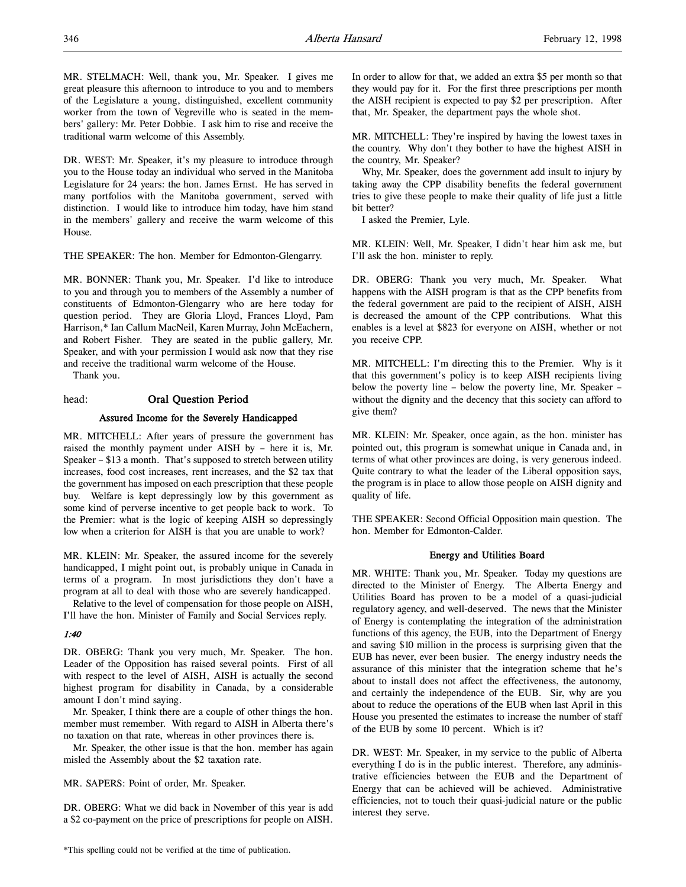MR. STELMACH: Well, thank you, Mr. Speaker. I gives me great pleasure this afternoon to introduce to you and to members of the Legislature a young, distinguished, excellent community worker from the town of Vegreville who is seated in the members' gallery: Mr. Peter Dobbie. I ask him to rise and receive the traditional warm welcome of this Assembly.

DR. WEST: Mr. Speaker, it's my pleasure to introduce through you to the House today an individual who served in the Manitoba Legislature for 24 years: the hon. James Ernst. He has served in many portfolios with the Manitoba government, served with distinction. I would like to introduce him today, have him stand in the members' gallery and receive the warm welcome of this House.

THE SPEAKER: The hon. Member for Edmonton-Glengarry.

MR. BONNER: Thank you, Mr. Speaker. I'd like to introduce to you and through you to members of the Assembly a number of constituents of Edmonton-Glengarry who are here today for question period. They are Gloria Lloyd, Frances Lloyd, Pam Harrison,* Ian Callum MacNeil, Karen Murray, John McEachern, and Robert Fisher. They are seated in the public gallery, Mr. Speaker, and with your permission I would ask now that they rise and receive the traditional warm welcome of the House.

Thank you.

head: **Oral Question Period**

### Assured Income for the Severely Handicapped

MR. MITCHELL: After years of pressure the government has raised the monthly payment under AISH by – here it is, Mr. Speaker – $13 a month. That's supposed to stretch between utility increases, food cost increases, rent increases, and the $2 tax that the government has imposed on each prescription that these people buy. Welfare is kept depressingly low by this government as some kind of perverse incentive to get people back to work. To the Premier: what is the logic of keeping AISH so depressingly low when a criterion for AISH is that you are unable to work?

MR. KLEIN: Mr. Speaker, the assured income for the severely handicapped, I might point out, is probably unique in Canada in terms of a program. In most jurisdictions they don't have a program at all to deal with those who are severely handicapped.

Relative to the level of compensation for those people on AISH, I'll have the hon. Minister of Family and Social Services reply.

*1:40*

DR. OBERG: Thank you very much, Mr. Speaker. The hon. Leader of the Opposition has raised several points. First of all with respect to the level of AISH, AISH is actually the second highest program for disability in Canada, by a considerable amount I don't mind saying.

Mr. Speaker, I think there are a couple of other things the hon. member must remember. With regard to AISH in Alberta there's no taxation on that rate, whereas in other provinces there is.

Mr. Speaker, the other issue is that the hon. member has again misled the Assembly about the $2 taxation rate.

MR. SAPERS: Point of order, Mr. Speaker.

DR. OBERG: What we did back in November of this year is add a $2 co-payment on the price of prescriptions for people on AISH. In order to allow for that, we added an extra $5 per month so that they would pay for it. For the first three prescriptions per month the AISH recipient is expected to pay $2 per prescription. After that, Mr. Speaker, the department pays the whole shot.

MR. MITCHELL: They're inspired by having the lowest taxes in the country. Why don't they bother to have the highest AISH in the country, Mr. Speaker?

Why, Mr. Speaker, does the government add insult to injury by taking away the CPP disability benefits the federal government tries to give these people to make their quality of life just a little bit better?

I asked the Premier, Lyle.

MR. KLEIN: Well, Mr. Speaker, I didn't hear him ask me, but I'll ask the hon. minister to reply.

DR. OBERG: Thank you very much, Mr. Speaker. What happens with the AISH program is that as the CPP benefits from the federal government are paid to the recipient of AISH, AISH is decreased the amount of the CPP contributions. What this enables is a level at $823 for everyone on AISH, whether or not you receive CPP.

MR. MITCHELL: I'm directing this to the Premier. Why is it that this government's policy is to keep AISH recipients living below the poverty line – below the poverty line, Mr. Speaker – without the dignity and the decency that this society can afford to give them?

MR. KLEIN: Mr. Speaker, once again, as the hon. minister has pointed out, this program is somewhat unique in Canada and, in terms of what other provinces are doing, is very generous indeed. Quite contrary to what the leader of the Liberal opposition says, the program is in place to allow those people on AISH dignity and quality of life.

THE SPEAKER: Second Official Opposition main question. The hon. Member for Edmonton-Calder.

### Energy and Utilities Board

MR. WHITE: Thank you, Mr. Speaker. Today my questions are directed to the Minister of Energy. The Alberta Energy and Utilities Board has proven to be a model of a quasi-judicial regulatory agency, and well-deserved. The news that the Minister of Energy is contemplating the integration of the administration functions of this agency, the EUB, into the Department of Energy and saving $10 million in the process is surprising given that the EUB has never, ever been busier. The energy industry needs the assurance of this minister that the integration scheme that he's about to install does not affect the effectiveness, the autonomy, and certainly the independence of the EUB. Sir, why are you about to reduce the operations of the EUB when last April in this House you presented the estimates to increase the number of staff of the EUB by some 10 percent. Which is it?

DR. WEST: Mr. Speaker, in my service to the public of Alberta everything I do is in the public interest. Therefore, any administrative efficiencies between the EUB and the Department of Energy that can be achieved will be achieved. Administrative efficiencies, not to touch their quasi-judicial nature or the public interest they serve.

*This spelling could not be verified at the time of publication.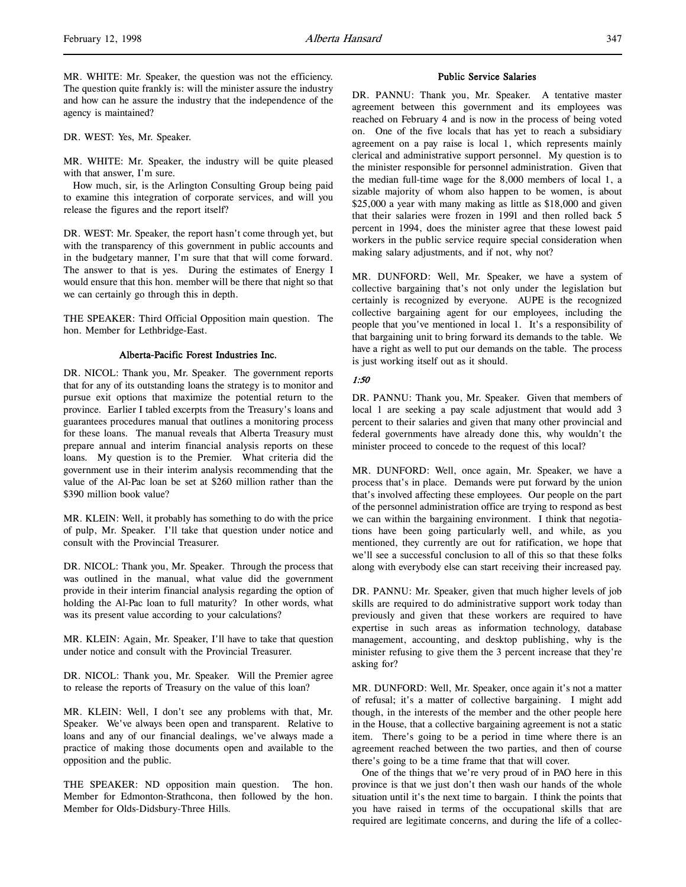MR. WHITE: Mr. Speaker, the question was not the efficiency. The question quite frankly is: will the minister assure the industry and how can he assure the industry that the independence of the agency is maintained?

DR. WEST: Yes, Mr. Speaker.

MR. WHITE: Mr. Speaker, the industry will be quite pleased with that answer, I'm sure.

How much, sir, is the Arlington Consulting Group being paid to examine this integration of corporate services, and will you release the figures and the report itself?

DR. WEST: Mr. Speaker, the report hasn't come through yet, but with the transparency of this government in public accounts and in the budgetary manner, I'm sure that that will come forward. The answer to that is yes. During the estimates of Energy I would ensure that this hon. member will be there that night so that we can certainly go through this in depth.

THE SPEAKER: Third Official Opposition main question. The hon. Member for Lethbridge-East.

### Alberta-Pacific Forest Industries Inc.

DR. NICOL: Thank you, Mr. Speaker. The government reports that for any of its outstanding loans the strategy is to monitor and pursue exit options that maximize the potential return to the province. Earlier I tabled excerpts from the Treasury's loans and guarantees procedures manual that outlines a monitoring process for these loans. The manual reveals that Alberta Treasury must prepare annual and interim financial analysis reports on these loans. My question is to the Premier. What criteria did the government use in their interim analysis recommending that the value of the Al-Pac loan be set at $260 million rather than the $390 million book value?

MR. KLEIN: Well, it probably has something to do with the price of pulp, Mr. Speaker. I'll take that question under notice and consult with the Provincial Treasurer.

DR. NICOL: Thank you, Mr. Speaker. Through the process that was outlined in the manual, what value did the government provide in their interim financial analysis regarding the option of holding the Al-Pac loan to full maturity? In other words, what was its present value according to your calculations?

MR. KLEIN: Again, Mr. Speaker, I'll have to take that question under notice and consult with the Provincial Treasurer.

DR. NICOL: Thank you, Mr. Speaker. Will the Premier agree to release the reports of Treasury on the value of this loan?

MR. KLEIN: Well, I don't see any problems with that, Mr. Speaker. We've always been open and transparent. Relative to loans and any of our financial dealings, we've always made a practice of making those documents open and available to the opposition and the public.

THE SPEAKER: ND opposition main question. The hon. Member for Edmonton-Strathcona, then followed by the hon. Member for Olds-Didsbury-Three Hills.

### Public Service Salaries

DR. PANNU: Thank you, Mr. Speaker. A tentative master agreement between this government and its employees was reached on February 4 and is now in the process of being voted on. One of the five locals that has yet to reach a subsidiary agreement on a pay raise is local 1, which represents mainly clerical and administrative support personnel. My question is to the minister responsible for personnel administration. Given that the median full-time wage for the 8,000 members of local 1, a sizable majority of whom also happen to be women, is about $25,000 a year with many making as little as $18,000 and given that their salaries were frozen in 1991 and then rolled back 5 percent in 1994, does the minister agree that these lowest paid workers in the public service require special consideration when making salary adjustments, and if not, why not?

MR. DUNFORD: Well, Mr. Speaker, we have a system of collective bargaining that's not only under the legislation but certainly is recognized by everyone. AUPE is the recognized collective bargaining agent for our employees, including the people that you've mentioned in local 1. It's a responsibility of that bargaining unit to bring forward its demands to the table. We have a right as well to put our demands on the table. The process is just working itself out as it should.

*1:50*

DR. PANNU: Thank you, Mr. Speaker. Given that members of local 1 are seeking a pay scale adjustment that would add 3 percent to their salaries and given that many other provincial and federal governments have already done this, why wouldn't the minister proceed to concede to the request of this local?

MR. DUNFORD: Well, once again, Mr. Speaker, we have a process that's in place. Demands were put forward by the union that's involved affecting these employees. Our people on the part of the personnel administration office are trying to respond as best we can within the bargaining environment. I think that negotiations have been going particularly well, and while, as you mentioned, they currently are out for ratification, we hope that we'll see a successful conclusion to all of this so that these folks along with everybody else can start receiving their increased pay.

DR. PANNU: Mr. Speaker, given that much higher levels of job skills are required to do administrative support work today than previously and given that these workers are required to have expertise in such areas as information technology, database management, accounting, and desktop publishing, why is the minister refusing to give them the 3 percent increase that they're asking for?

MR. DUNFORD: Well, Mr. Speaker, once again it's not a matter of refusal; it's a matter of collective bargaining. I might add though, in the interests of the member and the other people here in the House, that a collective bargaining agreement is not a static item. There's going to be a period in time where there is an agreement reached between the two parties, and then of course there's going to be a time frame that that will cover.

One of the things that we're very proud of in PAO here in this province is that we just don't then wash our hands of the whole situation until it's the next time to bargain. I think the points that you have raised in terms of the occupational skills that are required are legitimate concerns, and during the life of a collec-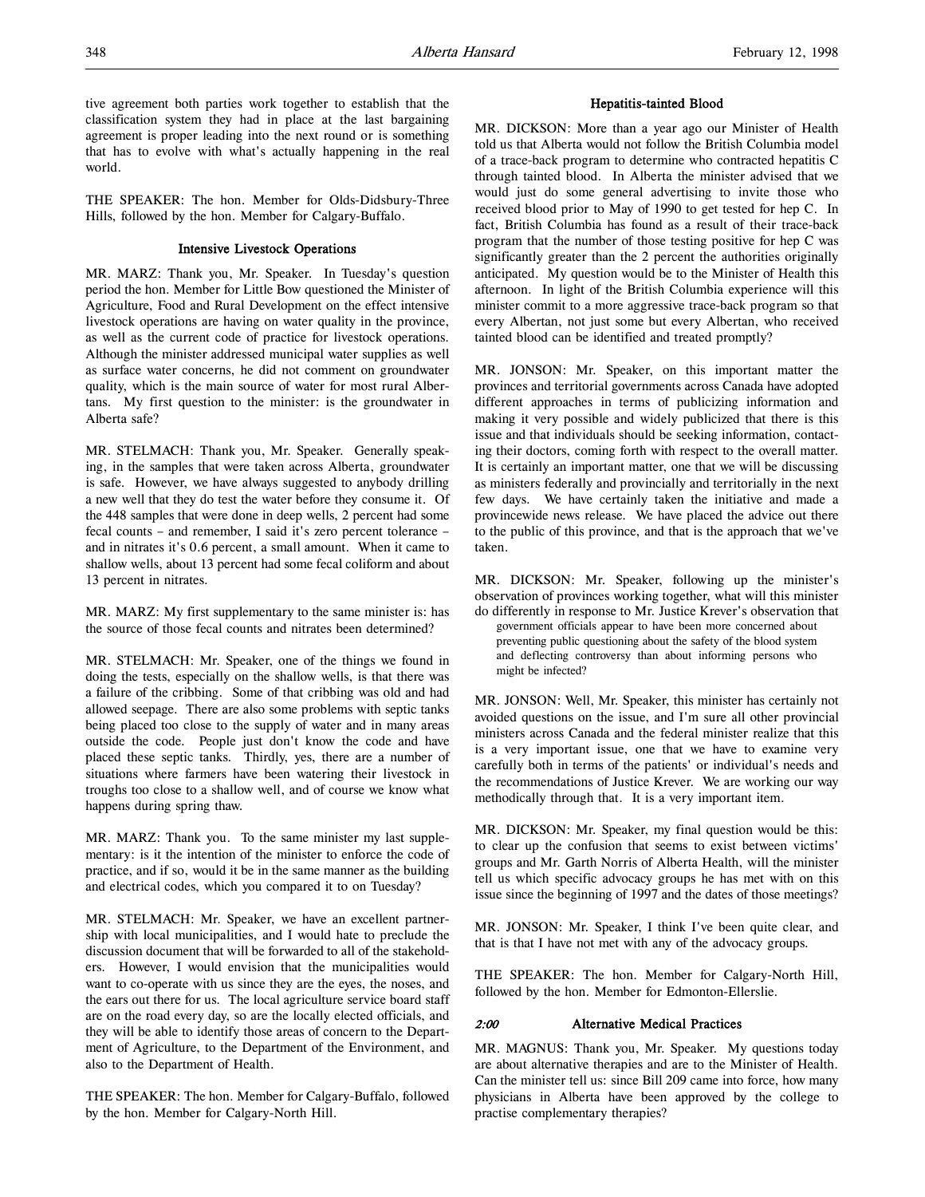tive agreement both parties work together to establish that the classification system they had in place at the last bargaining agreement is proper leading into the next round or is something that has to evolve with what's actually happening in the real world.

THE SPEAKER: The hon. Member for Olds-Didsbury-Three Hills, followed by the hon. Member for Calgary-Buffalo.

### Intensive Livestock Operations

MR. MARZ: Thank you, Mr. Speaker. In Tuesday's question period the hon. Member for Little Bow questioned the Minister of Agriculture, Food and Rural Development on the effect intensive livestock operations are having on water quality in the province, as well as the current code of practice for livestock operations. Although the minister addressed municipal water supplies as well as surface water concerns, he did not comment on groundwater quality, which is the main source of water for most rural Albertans. My first question to the minister: is the groundwater in Alberta safe?

MR. STELMACH: Thank you, Mr. Speaker. Generally speaking, in the samples that were taken across Alberta, groundwater is safe. However, we have always suggested to anybody drilling a new well that they do test the water before they consume it. Of the 448 samples that were done in deep wells, 2 percent had some fecal counts – and remember, I said it's zero percent tolerance – and in nitrates it's 0.6 percent, a small amount. When it came to shallow wells, about 13 percent had some fecal coliform and about 13 percent in nitrates.

MR. MARZ: My first supplementary to the same minister is: has the source of those fecal counts and nitrates been determined?

MR. STELMACH: Mr. Speaker, one of the things we found in doing the tests, especially on the shallow wells, is that there was a failure of the cribbing. Some of that cribbing was old and had allowed seepage. There are also some problems with septic tanks being placed too close to the supply of water and in many areas outside the code. People just don't know the code and have placed these septic tanks. Thirdly, yes, there are a number of situations where farmers have been watering their livestock in troughs too close to a shallow well, and of course we know what happens during spring thaw.

MR. MARZ: Thank you. To the same minister my last supplementary: is it the intention of the minister to enforce the code of practice, and if so, would it be in the same manner as the building and electrical codes, which you compared it to on Tuesday?

MR. STELMACH: Mr. Speaker, we have an excellent partnership with local municipalities, and I would hate to preclude the discussion document that will be forwarded to all of the stakeholders. However, I would envision that the municipalities would want to co-operate with us since they are the eyes, the noses, and the ears out there for us. The local agriculture service board staff are on the road every day, so are the locally elected officials, and they will be able to identify those areas of concern to the Department of Agriculture, to the Department of the Environment, and also to the Department of Health.

THE SPEAKER: The hon. Member for Calgary-Buffalo, followed by the hon. Member for Calgary-North Hill.

### Hepatitis-tainted Blood

MR. DICKSON: More than a year ago our Minister of Health told us that Alberta would not follow the British Columbia model of a trace-back program to determine who contracted hepatitis C through tainted blood. In Alberta the minister advised that we would just do some general advertising to invite those who received blood prior to May of 1990 to get tested for hep C. In fact, British Columbia has found as a result of their trace-back program that the number of those testing positive for hep C was significantly greater than the 2 percent the authorities originally anticipated. My question would be to the Minister of Health this afternoon. In light of the British Columbia experience will this minister commit to a more aggressive trace-back program so that every Albertan, not just some but every Albertan, who received tainted blood can be identified and treated promptly?

MR. JONSON: Mr. Speaker, on this important matter the provinces and territorial governments across Canada have adopted different approaches in terms of publicizing information and making it very possible and widely publicized that there is this issue and that individuals should be seeking information, contacting their doctors, coming forth with respect to the overall matter. It is certainly an important matter, one that we will be discussing as ministers federally and provincially and territorially in the next few days. We have certainly taken the initiative and made a provincewide news release. We have placed the advice out there to the public of this province, and that is the approach that we've taken.

MR. DICKSON: Mr. Speaker, following up the minister's observation of provinces working together, what will this minister do differently in response to Mr. Justice Krever's observation that

> government officials appear to have been more concerned about preventing public questioning about the safety of the blood system and deflecting controversy than about informing persons who might be infected?

MR. JONSON: Well, Mr. Speaker, this minister has certainly not avoided questions on the issue, and I'm sure all other provincial ministers across Canada and the federal minister realize that this is a very important issue, one that we have to examine very carefully both in terms of the patients' or individual's needs and the recommendations of Justice Krever. We are working our way methodically through that. It is a very important item.

MR. DICKSON: Mr. Speaker, my final question would be this: to clear up the confusion that seems to exist between victims' groups and Mr. Garth Norris of Alberta Health, will the minister tell us which specific advocacy groups he has met with on this issue since the beginning of 1997 and the dates of those meetings?

MR. JONSON: Mr. Speaker, I think I've been quite clear, and that is that I have not met with any of the advocacy groups.

THE SPEAKER: The hon. Member for Calgary-North Hill, followed by the hon. Member for Edmonton-Ellerslie.

*2:00*

### Alternative Medical Practices

MR. MAGNUS: Thank you, Mr. Speaker. My questions today are about alternative therapies and are to the Minister of Health. Can the minister tell us: since Bill 209 came into force, how many physicians in Alberta have been approved by the college to practise complementary therapies?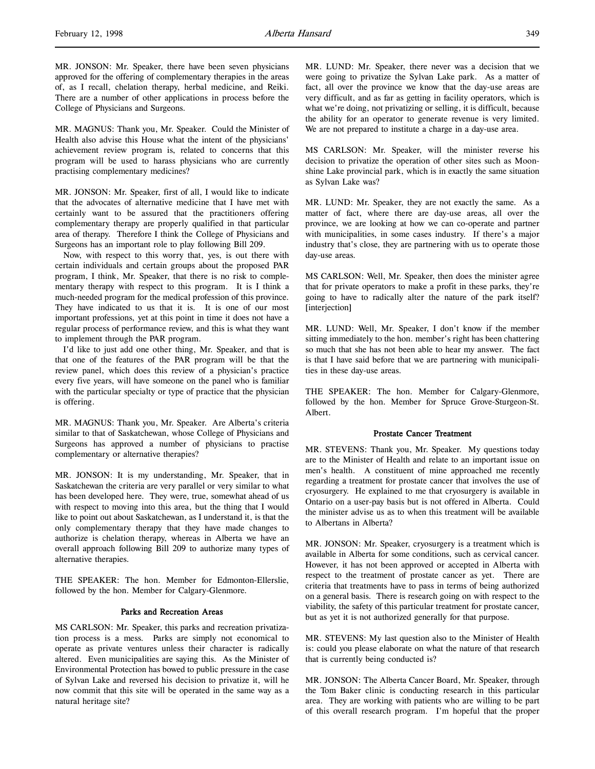MR. JONSON: Mr. Speaker, there have been seven physicians approved for the offering of complementary therapies in the areas of, as I recall, chelation therapy, herbal medicine, and Reiki. There are a number of other applications in process before the College of Physicians and Surgeons.

MR. MAGNUS: Thank you, Mr. Speaker. Could the Minister of Health also advise this House what the intent of the physicians' achievement review program is, related to concerns that this program will be used to harass physicians who are currently practising complementary medicines?

MR. JONSON: Mr. Speaker, first of all, I would like to indicate that the advocates of alternative medicine that I have met with certainly want to be assured that the practitioners offering complementary therapy are properly qualified in that particular area of therapy. Therefore I think the College of Physicians and Surgeons has an important role to play following Bill 209.

Now, with respect to this worry that, yes, is out there with certain individuals and certain groups about the proposed PAR program, I think, Mr. Speaker, that there is no risk to complementary therapy with respect to this program. It is I think a much-needed program for the medical profession of this province. They have indicated to us that it is. It is one of our most important professions, yet at this point in time it does not have a regular process of performance review, and this is what they want to implement through the PAR program.

I'd like to just add one other thing, Mr. Speaker, and that is that one of the features of the PAR program will be that the review panel, which does this review of a physician's practice every five years, will have someone on the panel who is familiar with the particular specialty or type of practice that the physician is offering.

MR. MAGNUS: Thank you, Mr. Speaker. Are Alberta's criteria similar to that of Saskatchewan, whose College of Physicians and Surgeons has approved a number of physicians to practise complementary or alternative therapies?

MR. JONSON: It is my understanding, Mr. Speaker, that in Saskatchewan the criteria are very parallel or very similar to what has been developed here. They were, true, somewhat ahead of us with respect to moving into this area, but the thing that I would like to point out about Saskatchewan, as I understand it, is that the only complementary therapy that they have made changes to authorize is chelation therapy, whereas in Alberta we have an overall approach following Bill 209 to authorize many types of alternative therapies.

THE SPEAKER: The hon. Member for Edmonton-Ellerslie, followed by the hon. Member for Calgary-Glenmore.

## Parks and Recreation Areas

MS CARLSON: Mr. Speaker, this parks and recreation privatization process is a mess. Parks are simply not economical to operate as private ventures unless their character is radically altered. Even municipalities are saying this. As the Minister of Environmental Protection has bowed to public pressure in the case of Sylvan Lake and reversed his decision to privatize it, will he now commit that this site will be operated in the same way as a natural heritage site?

MR. LUND: Mr. Speaker, there never was a decision that we were going to privatize the Sylvan Lake park. As a matter of fact, all over the province we know that the day-use areas are very difficult, and as far as getting in facility operators, which is what we're doing, not privatizing or selling, it is difficult, because the ability for an operator to generate revenue is very limited. We are not prepared to institute a charge in a day-use area.

MS CARLSON: Mr. Speaker, will the minister reverse his decision to privatize the operation of other sites such as Moonshine Lake provincial park, which is in exactly the same situation as Sylvan Lake was?

MR. LUND: Mr. Speaker, they are not exactly the same. As a matter of fact, where there are day-use areas, all over the province, we are looking at how we can co-operate and partner with municipalities, in some cases industry. If there's a major industry that's close, they are partnering with us to operate those day-use areas.

MS CARLSON: Well, Mr. Speaker, then does the minister agree that for private operators to make a profit in these parks, they're going to have to radically alter the nature of the park itself? [interjection]

MR. LUND: Well, Mr. Speaker, I don't know if the member sitting immediately to the hon. member's right has been chattering so much that she has not been able to hear my answer. The fact is that I have said before that we are partnering with municipalities in these day-use areas.

THE SPEAKER: The hon. Member for Calgary-Glenmore, followed by the hon. Member for Spruce Grove-Sturgeon-St. Albert.

## Prostate Cancer Treatment

MR. STEVENS: Thank you, Mr. Speaker. My questions today are to the Minister of Health and relate to an important issue on men's health. A constituent of mine approached me recently regarding a treatment for prostate cancer that involves the use of cryosurgery. He explained to me that cryosurgery is available in Ontario on a user-pay basis but is not offered in Alberta. Could the minister advise us as to when this treatment will be available to Albertans in Alberta?

MR. JONSON: Mr. Speaker, cryosurgery is a treatment which is available in Alberta for some conditions, such as cervical cancer. However, it has not been approved or accepted in Alberta with respect to the treatment of prostate cancer as yet. There are criteria that treatments have to pass in terms of being authorized on a general basis. There is research going on with respect to the viability, the safety of this particular treatment for prostate cancer, but as yet it is not authorized generally for that purpose.

MR. STEVENS: My last question also to the Minister of Health is: could you please elaborate on what the nature of that research that is currently being conducted is?

MR. JONSON: The Alberta Cancer Board, Mr. Speaker, through the Tom Baker clinic is conducting research in this particular area. They are working with patients who are willing to be part of this overall research program. I'm hopeful that the proper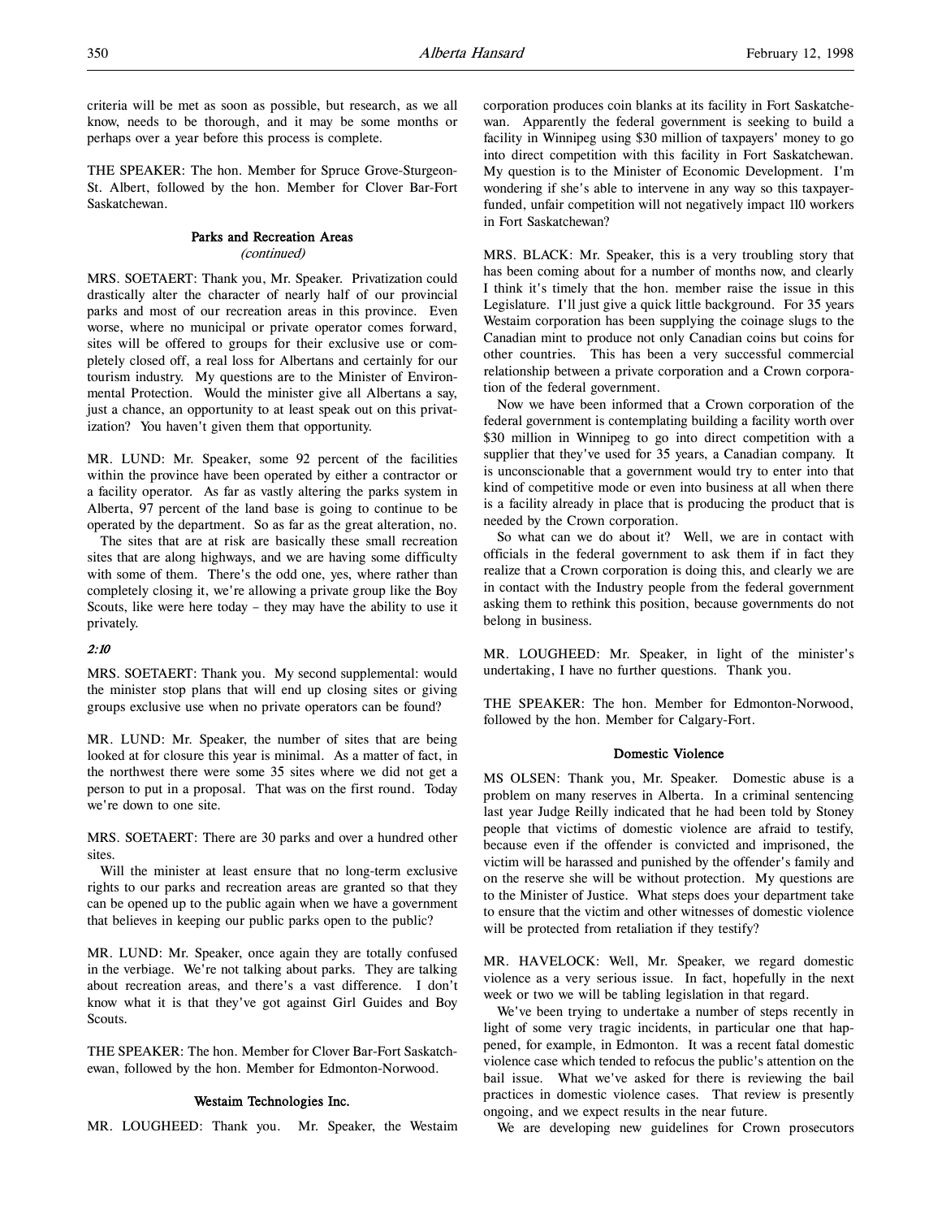criteria will be met as soon as possible, but research, as we all know, needs to be thorough, and it may be some months or perhaps over a year before this process is complete.

THE SPEAKER: The hon. Member for Spruce Grove-Sturgeon-St. Albert, followed by the hon. Member for Clover Bar-Fort Saskatchewan.

### Parks and Recreation Areas
*(continued)*

MRS. SOETAERT: Thank you, Mr. Speaker. Privatization could drastically alter the character of nearly half of our provincial parks and most of our recreation areas in this province. Even worse, where no municipal or private operator comes forward, sites will be offered to groups for their exclusive use or completely closed off, a real loss for Albertans and certainly for our tourism industry. My questions are to the Minister of Environmental Protection. Would the minister give all Albertans a say, just a chance, an opportunity to at least speak out on this privatization? You haven't given them that opportunity.

MR. LUND: Mr. Speaker, some 92 percent of the facilities within the province have been operated by either a contractor or a facility operator. As far as vastly altering the parks system in Alberta, 97 percent of the land base is going to continue to be operated by the department. So as far as the great alteration, no.

The sites that are at risk are basically these small recreation sites that are along highways, and we are having some difficulty with some of them. There's the odd one, yes, where rather than completely closing it, we're allowing a private group like the Boy Scouts, like were here today – they may have the ability to use it privately.

*2:10*

MRS. SOETAERT: Thank you. My second supplemental: would the minister stop plans that will end up closing sites or giving groups exclusive use when no private operators can be found?

MR. LUND: Mr. Speaker, the number of sites that are being looked at for closure this year is minimal. As a matter of fact, in the northwest there were some 35 sites where we did not get a person to put in a proposal. That was on the first round. Today we're down to one site.

MRS. SOETAERT: There are 30 parks and over a hundred other sites.

Will the minister at least ensure that no long-term exclusive rights to our parks and recreation areas are granted so that they can be opened up to the public again when we have a government that believes in keeping our public parks open to the public?

MR. LUND: Mr. Speaker, once again they are totally confused in the verbiage. We're not talking about parks. They are talking about recreation areas, and there's a vast difference. I don't know what it is that they've got against Girl Guides and Boy Scouts.

THE SPEAKER: The hon. Member for Clover Bar-Fort Saskatchewan, followed by the hon. Member for Edmonton-Norwood.

### Westaim Technologies Inc.

MR. LOUGHEED: Thank you. Mr. Speaker, the Westaim corporation produces coin blanks at its facility in Fort Saskatchewan. Apparently the federal government is seeking to build a facility in Winnipeg using $30 million of taxpayers' money to go into direct competition with this facility in Fort Saskatchewan. My question is to the Minister of Economic Development. I'm wondering if she's able to intervene in any way so this taxpayer-funded, unfair competition will not negatively impact 110 workers in Fort Saskatchewan?

MRS. BLACK: Mr. Speaker, this is a very troubling story that has been coming about for a number of months now, and clearly I think it's timely that the hon. member raise the issue in this Legislature. I'll just give a quick little background. For 35 years Westaim corporation has been supplying the coinage slugs to the Canadian mint to produce not only Canadian coins but coins for other countries. This has been a very successful commercial relationship between a private corporation and a Crown corporation of the federal government.

Now we have been informed that a Crown corporation of the federal government is contemplating building a facility worth over $30 million in Winnipeg to go into direct competition with a supplier that they've used for 35 years, a Canadian company. It is unconscionable that a government would try to enter into that kind of competitive mode or even into business at all when there is a facility already in place that is producing the product that is needed by the Crown corporation.

So what can we do about it? Well, we are in contact with officials in the federal government to ask them if in fact they realize that a Crown corporation is doing this, and clearly we are in contact with the Industry people from the federal government asking them to rethink this position, because governments do not belong in business.

MR. LOUGHEED: Mr. Speaker, in light of the minister's undertaking, I have no further questions. Thank you.

THE SPEAKER: The hon. Member for Edmonton-Norwood, followed by the hon. Member for Calgary-Fort.

### Domestic Violence

MS OLSEN: Thank you, Mr. Speaker. Domestic abuse is a problem on many reserves in Alberta. In a criminal sentencing last year Judge Reilly indicated that he had been told by Stoney people that victims of domestic violence are afraid to testify, because even if the offender is convicted and imprisoned, the victim will be harassed and punished by the offender's family and on the reserve she will be without protection. My questions are to the Minister of Justice. What steps does your department take to ensure that the victim and other witnesses of domestic violence will be protected from retaliation if they testify?

MR. HAVELOCK: Well, Mr. Speaker, we regard domestic violence as a very serious issue. In fact, hopefully in the next week or two we will be tabling legislation in that regard.

We've been trying to undertake a number of steps recently in light of some very tragic incidents, in particular one that happened, for example, in Edmonton. It was a recent fatal domestic violence case which tended to refocus the public's attention on the bail issue. What we've asked for there is reviewing the bail practices in domestic violence cases. That review is presently ongoing, and we expect results in the near future.

We are developing new guidelines for Crown prosecutors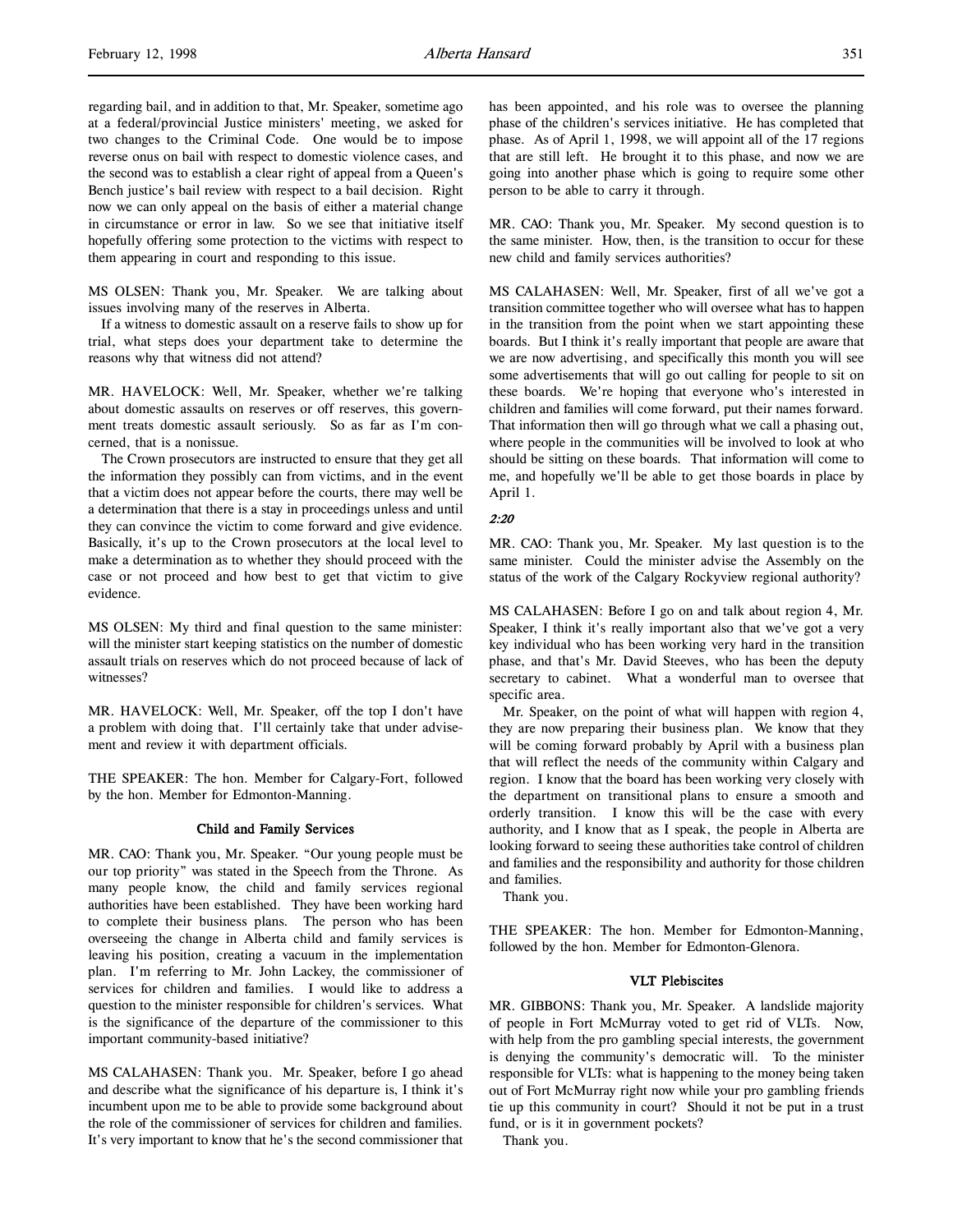regarding bail, and in addition to that, Mr. Speaker, sometime ago at a federal/provincial Justice ministers' meeting, we asked for two changes to the Criminal Code. One would be to impose reverse onus on bail with respect to domestic violence cases, and the second was to establish a clear right of appeal from a Queen's Bench justice's bail review with respect to a bail decision. Right now we can only appeal on the basis of either a material change in circumstance or error in law. So we see that initiative itself hopefully offering some protection to the victims with respect to them appearing in court and responding to this issue.

MS OLSEN: Thank you, Mr. Speaker. We are talking about issues involving many of the reserves in Alberta.

If a witness to domestic assault on a reserve fails to show up for trial, what steps does your department take to determine the reasons why that witness did not attend?

MR. HAVELOCK: Well, Mr. Speaker, whether we're talking about domestic assaults on reserves or off reserves, this government treats domestic assault seriously. So as far as I'm concerned, that is a nonissue.

The Crown prosecutors are instructed to ensure that they get all the information they possibly can from victims, and in the event that a victim does not appear before the courts, there may well be a determination that there is a stay in proceedings unless and until they can convince the victim to come forward and give evidence. Basically, it's up to the Crown prosecutors at the local level to make a determination as to whether they should proceed with the case or not proceed and how best to get that victim to give evidence.

MS OLSEN: My third and final question to the same minister: will the minister start keeping statistics on the number of domestic assault trials on reserves which do not proceed because of lack of witnesses?

MR. HAVELOCK: Well, Mr. Speaker, off the top I don't have a problem with doing that. I'll certainly take that under advisement and review it with department officials.

THE SPEAKER: The hon. Member for Calgary-Fort, followed by the hon. Member for Edmonton-Manning.

### Child and Family Services

MR. CAO: Thank you, Mr. Speaker. "Our young people must be our top priority" was stated in the Speech from the Throne. As many people know, the child and family services regional authorities have been established. They have been working hard to complete their business plans. The person who has been overseeing the change in Alberta child and family services is leaving his position, creating a vacuum in the implementation plan. I'm referring to Mr. John Lackey, the commissioner of services for children and families. I would like to address a question to the minister responsible for children's services. What is the significance of the departure of the commissioner to this important community-based initiative?

MS CALAHASEN: Thank you. Mr. Speaker, before I go ahead and describe what the significance of his departure is, I think it's incumbent upon me to be able to provide some background about the role of the commissioner of services for children and families. It's very important to know that he's the second commissioner that has been appointed, and his role was to oversee the planning phase of the children's services initiative. He has completed that phase. As of April 1, 1998, we will appoint all of the 17 regions that are still left. He brought it to this phase, and now we are going into another phase which is going to require some other person to be able to carry it through.

MR. CAO: Thank you, Mr. Speaker. My second question is to the same minister. How, then, is the transition to occur for these new child and family services authorities?

MS CALAHASEN: Well, Mr. Speaker, first of all we've got a transition committee together who will oversee what has to happen in the transition from the point when we start appointing these boards. But I think it's really important that people are aware that we are now advertising, and specifically this month you will see some advertisements that will go out calling for people to sit on these boards. We're hoping that everyone who's interested in children and families will come forward, put their names forward. That information then will go through what we call a phasing out, where people in the communities will be involved to look at who should be sitting on these boards. That information will come to me, and hopefully we'll be able to get those boards in place by April 1.

*2:20*

MR. CAO: Thank you, Mr. Speaker. My last question is to the same minister. Could the minister advise the Assembly on the status of the work of the Calgary Rockyview regional authority?

MS CALAHASEN: Before I go on and talk about region 4, Mr. Speaker, I think it's really important also that we've got a very key individual who has been working very hard in the transition phase, and that's Mr. David Steeves, who has been the deputy secretary to cabinet. What a wonderful man to oversee that specific area.

Mr. Speaker, on the point of what will happen with region 4, they are now preparing their business plan. We know that they will be coming forward probably by April with a business plan that will reflect the needs of the community within Calgary and region. I know that the board has been working very closely with the department on transitional plans to ensure a smooth and orderly transition. I know this will be the case with every authority, and I know that as I speak, the people in Alberta are looking forward to seeing these authorities take control of children and families and the responsibility and authority for those children and families.

Thank you.

THE SPEAKER: The hon. Member for Edmonton-Manning, followed by the hon. Member for Edmonton-Glenora.

### VLT Plebiscites

MR. GIBBONS: Thank you, Mr. Speaker. A landslide majority of people in Fort McMurray voted to get rid of VLTs. Now, with help from the pro gambling special interests, the government is denying the community's democratic will. To the minister responsible for VLTs: what is happening to the money being taken out of Fort McMurray right now while your pro gambling friends tie up this community in court? Should it not be put in a trust fund, or is it in government pockets?

Thank you.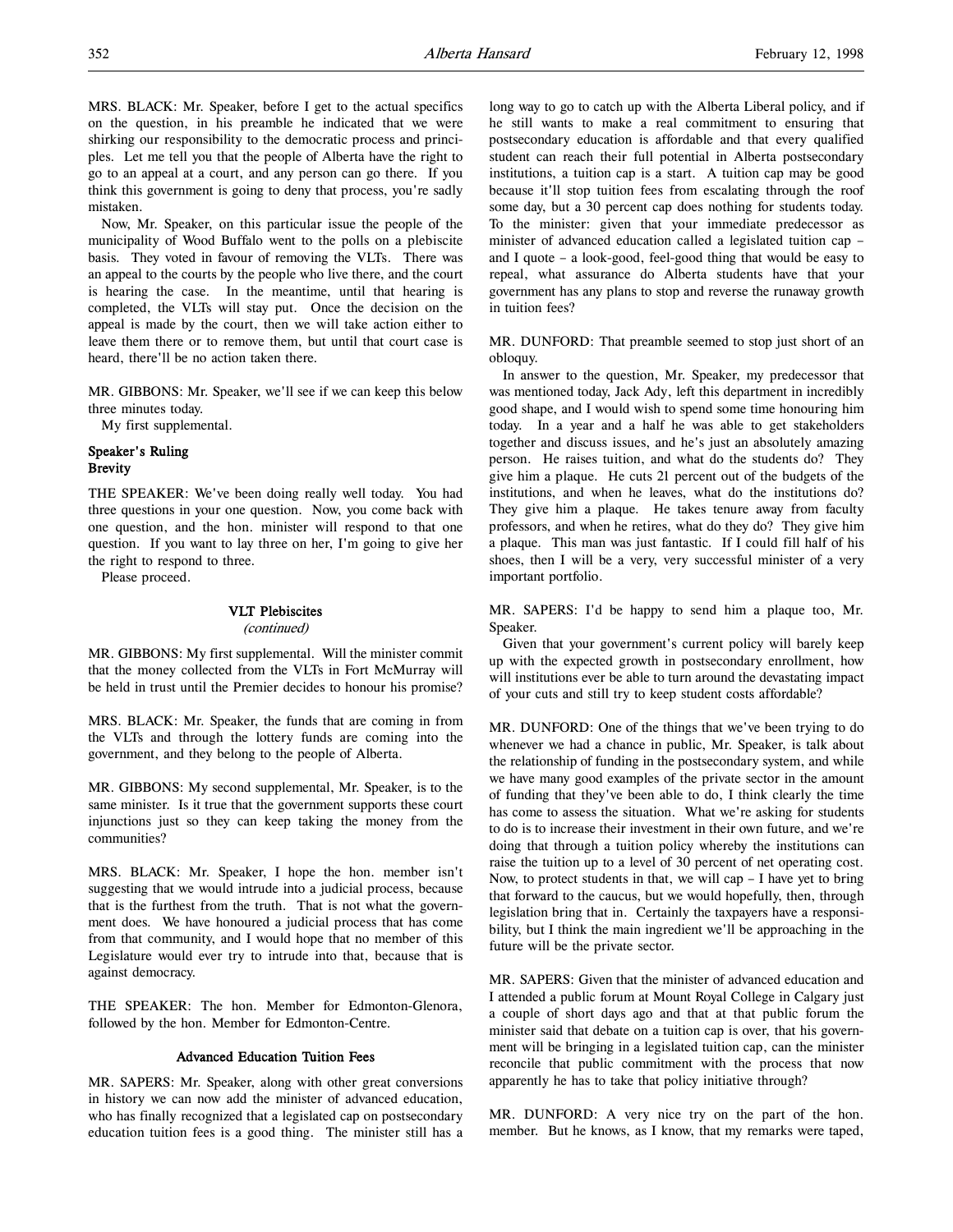MRS. BLACK: Mr. Speaker, before I get to the actual specifics on the question, in his preamble he indicated that we were shirking our responsibility to the democratic process and principles. Let me tell you that the people of Alberta have the right to go to an appeal at a court, and any person can go there. If you think this government is going to deny that process, you're sadly mistaken.

Now, Mr. Speaker, on this particular issue the people of the municipality of Wood Buffalo went to the polls on a plebiscite basis. They voted in favour of removing the VLTs. There was an appeal to the courts by the people who live there, and the court is hearing the case. In the meantime, until that hearing is completed, the VLTs will stay put. Once the decision on the appeal is made by the court, then we will take action either to leave them there or to remove them, but until that court case is heard, there'll be no action taken there.

MR. GIBBONS: Mr. Speaker, we'll see if we can keep this below three minutes today.

My first supplemental.

### Speaker's Ruling
### Brevity

THE SPEAKER: We've been doing really well today. You had three questions in your one question. Now, you come back with one question, and the hon. minister will respond to that one question. If you want to lay three on her, I'm going to give her the right to respond to three.

Please proceed.

### VLT Plebiscites
*(continued)*

MR. GIBBONS: My first supplemental. Will the minister commit that the money collected from the VLTs in Fort McMurray will be held in trust until the Premier decides to honour his promise?

MRS. BLACK: Mr. Speaker, the funds that are coming in from the VLTs and through the lottery funds are coming into the government, and they belong to the people of Alberta.

MR. GIBBONS: My second supplemental, Mr. Speaker, is to the same minister. Is it true that the government supports these court injunctions just so they can keep taking the money from the communities?

MRS. BLACK: Mr. Speaker, I hope the hon. member isn't suggesting that we would intrude into a judicial process, because that is the furthest from the truth. That is not what the government does. We have honoured a judicial process that has come from that community, and I would hope that no member of this Legislature would ever try to intrude into that, because that is against democracy.

THE SPEAKER: The hon. Member for Edmonton-Glenora, followed by the hon. Member for Edmonton-Centre.

### Advanced Education Tuition Fees

MR. SAPERS: Mr. Speaker, along with other great conversions in history we can now add the minister of advanced education, who has finally recognized that a legislated cap on postsecondary education tuition fees is a good thing. The minister still has a long way to go to catch up with the Alberta Liberal policy, and if he still wants to make a real commitment to ensuring that postsecondary education is affordable and that every qualified student can reach their full potential in Alberta postsecondary institutions, a tuition cap is a start. A tuition cap may be good because it'll stop tuition fees from escalating through the roof some day, but a 30 percent cap does nothing for students today. To the minister: given that your immediate predecessor as minister of advanced education called a legislated tuition cap – and I quote – a look-good, feel-good thing that would be easy to repeal, what assurance do Alberta students have that your government has any plans to stop and reverse the runaway growth in tuition fees?

MR. DUNFORD: That preamble seemed to stop just short of an obloquy.

In answer to the question, Mr. Speaker, my predecessor that was mentioned today, Jack Ady, left this department in incredibly good shape, and I would wish to spend some time honouring him today. In a year and a half he was able to get stakeholders together and discuss issues, and he's just an absolutely amazing person. He raises tuition, and what do the students do? They give him a plaque. He cuts 21 percent out of the budgets of the institutions, and when he leaves, what do the institutions do? They give him a plaque. He takes tenure away from faculty professors, and when he retires, what do they do? They give him a plaque. This man was just fantastic. If I could fill half of his shoes, then I will be a very, very successful minister of a very important portfolio.

MR. SAPERS: I'd be happy to send him a plaque too, Mr. Speaker.

Given that your government's current policy will barely keep up with the expected growth in postsecondary enrollment, how will institutions ever be able to turn around the devastating impact of your cuts and still try to keep student costs affordable?

MR. DUNFORD: One of the things that we've been trying to do whenever we had a chance in public, Mr. Speaker, is talk about the relationship of funding in the postsecondary system, and while we have many good examples of the private sector in the amount of funding that they've been able to do, I think clearly the time has come to assess the situation. What we're asking for students to do is to increase their investment in their own future, and we're doing that through a tuition policy whereby the institutions can raise the tuition up to a level of 30 percent of net operating cost. Now, to protect students in that, we will cap – I have yet to bring that forward to the caucus, but we would hopefully, then, through legislation bring that in. Certainly the taxpayers have a responsibility, but I think the main ingredient we'll be approaching in the future will be the private sector.

MR. SAPERS: Given that the minister of advanced education and I attended a public forum at Mount Royal College in Calgary just a couple of short days ago and that at that public forum the minister said that debate on a tuition cap is over, that his government will be bringing in a legislated tuition cap, can the minister reconcile that public commitment with the process that now apparently he has to take that policy initiative through?

MR. DUNFORD: A very nice try on the part of the hon. member. But he knows, as I know, that my remarks were taped,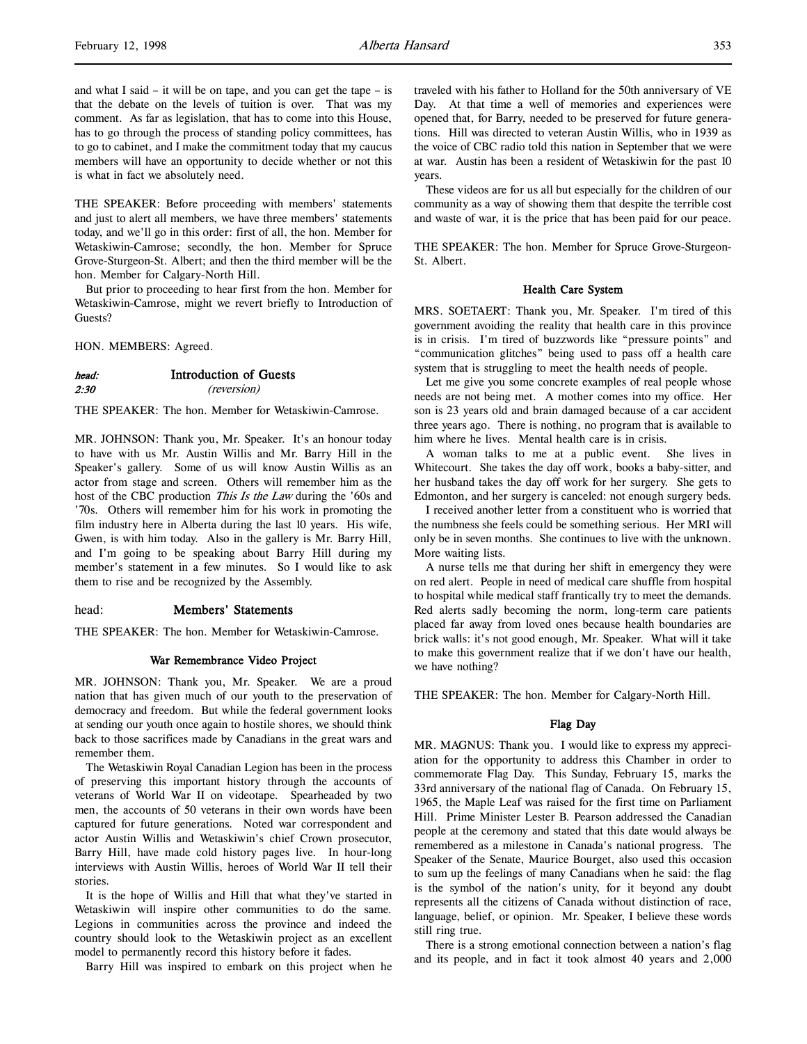and what I said – it will be on tape, and you can get the tape – is that the debate on the levels of tuition is over. That was my comment. As far as legislation, that has to come into this House, has to go through the process of standing policy committees, has to go to cabinet, and I make the commitment today that my caucus members will have an opportunity to decide whether or not this is what in fact we absolutely need.

THE SPEAKER: Before proceeding with members' statements and just to alert all members, we have three members' statements today, and we'll go in this order: first of all, the hon. Member for Wetaskiwin-Camrose; secondly, the hon. Member for Spruce Grove-Sturgeon-St. Albert; and then the third member will be the hon. Member for Calgary-North Hill.

But prior to proceeding to hear first from the hon. Member for Wetaskiwin-Camrose, might we revert briefly to Introduction of Guests?

HON. MEMBERS: Agreed.

## *head:* Introduction of Guests
*2:30* *(reversion)*

THE SPEAKER: The hon. Member for Wetaskiwin-Camrose.

MR. JOHNSON: Thank you, Mr. Speaker. It's an honour today to have with us Mr. Austin Willis and Mr. Barry Hill in the Speaker's gallery. Some of us will know Austin Willis as an actor from stage and screen. Others will remember him as the host of the CBC production *This Is the Law* during the '60s and '70s. Others will remember him for his work in promoting the film industry here in Alberta during the last 10 years. His wife, Gwen, is with him today. Also in the gallery is Mr. Barry Hill, and I'm going to be speaking about Barry Hill during my member's statement in a few minutes. So I would like to ask them to rise and be recognized by the Assembly.

## head: Members' Statements

THE SPEAKER: The hon. Member for Wetaskiwin-Camrose.

### War Remembrance Video Project

MR. JOHNSON: Thank you, Mr. Speaker. We are a proud nation that has given much of our youth to the preservation of democracy and freedom. But while the federal government looks at sending our youth once again to hostile shores, we should think back to those sacrifices made by Canadians in the great wars and remember them.

The Wetaskiwin Royal Canadian Legion has been in the process of preserving this important history through the accounts of veterans of World War II on videotape. Spearheaded by two men, the accounts of 50 veterans in their own words have been captured for future generations. Noted war correspondent and actor Austin Willis and Wetaskiwin's chief Crown prosecutor, Barry Hill, have made cold history pages live. In hour-long interviews with Austin Willis, heroes of World War II tell their stories.

It is the hope of Willis and Hill that what they've started in Wetaskiwin will inspire other communities to do the same. Legions in communities across the province and indeed the country should look to the Wetaskiwin project as an excellent model to permanently record this history before it fades.

Barry Hill was inspired to embark on this project when he traveled with his father to Holland for the 50th anniversary of VE Day. At that time a well of memories and experiences were opened that, for Barry, needed to be preserved for future generations. Hill was directed to veteran Austin Willis, who in 1939 as the voice of CBC radio told this nation in September that we were at war. Austin has been a resident of Wetaskiwin for the past 10 years.

These videos are for us all but especially for the children of our community as a way of showing them that despite the terrible cost and waste of war, it is the price that has been paid for our peace.

THE SPEAKER: The hon. Member for Spruce Grove-Sturgeon-St. Albert.

### Health Care System

MRS. SOETAERT: Thank you, Mr. Speaker. I'm tired of this government avoiding the reality that health care in this province is in crisis. I'm tired of buzzwords like "pressure points" and "communication glitches" being used to pass off a health care system that is struggling to meet the health needs of people.

Let me give you some concrete examples of real people whose needs are not being met. A mother comes into my office. Her son is 23 years old and brain damaged because of a car accident three years ago. There is nothing, no program that is available to him where he lives. Mental health care is in crisis.

A woman talks to me at a public event. She lives in Whitecourt. She takes the day off work, books a baby-sitter, and her husband takes the day off work for her surgery. She gets to Edmonton, and her surgery is canceled: not enough surgery beds.

I received another letter from a constituent who is worried that the numbness she feels could be something serious. Her MRI will only be in seven months. She continues to live with the unknown. More waiting lists.

A nurse tells me that during her shift in emergency they were on red alert. People in need of medical care shuffle from hospital to hospital while medical staff frantically try to meet the demands. Red alerts sadly becoming the norm, long-term care patients placed far away from loved ones because health boundaries are brick walls: it's not good enough, Mr. Speaker. What will it take to make this government realize that if we don't have our health, we have nothing?

THE SPEAKER: The hon. Member for Calgary-North Hill.

### Flag Day

MR. MAGNUS: Thank you. I would like to express my appreciation for the opportunity to address this Chamber in order to commemorate Flag Day. This Sunday, February 15, marks the 33rd anniversary of the national flag of Canada. On February 15, 1965, the Maple Leaf was raised for the first time on Parliament Hill. Prime Minister Lester B. Pearson addressed the Canadian people at the ceremony and stated that this date would always be remembered as a milestone in Canada's national progress. The Speaker of the Senate, Maurice Bourget, also used this occasion to sum up the feelings of many Canadians when he said: the flag is the symbol of the nation's unity, for it beyond any doubt represents all the citizens of Canada without distinction of race, language, belief, or opinion. Mr. Speaker, I believe these words still ring true.

There is a strong emotional connection between a nation's flag and its people, and in fact it took almost 40 years and 2,000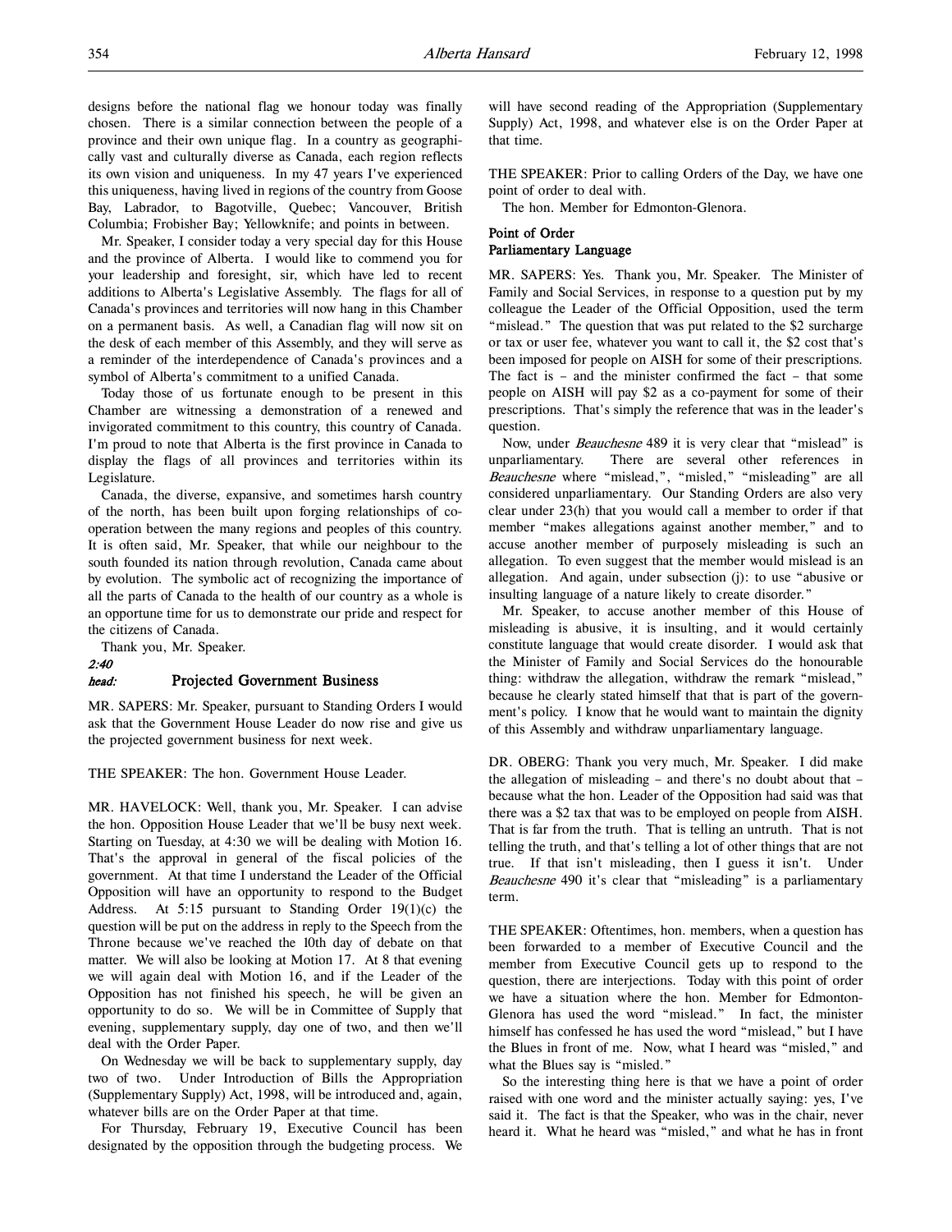designs before the national flag we honour today was finally chosen. There is a similar connection between the people of a province and their own unique flag. In a country as geographically vast and culturally diverse as Canada, each region reflects its own vision and uniqueness. In my 47 years I've experienced this uniqueness, having lived in regions of the country from Goose Bay, Labrador, to Bagotville, Quebec; Vancouver, British Columbia; Frobisher Bay; Yellowknife; and points in between.

Mr. Speaker, I consider today a very special day for this House and the province of Alberta. I would like to commend you for your leadership and foresight, sir, which have led to recent additions to Alberta's Legislative Assembly. The flags for all of Canada's provinces and territories will now hang in this Chamber on a permanent basis. As well, a Canadian flag will now sit on the desk of each member of this Assembly, and they will serve as a reminder of the interdependence of Canada's provinces and a symbol of Alberta's commitment to a unified Canada.

Today those of us fortunate enough to be present in this Chamber are witnessing a demonstration of a renewed and invigorated commitment to this country, this country of Canada. I'm proud to note that Alberta is the first province in Canada to display the flags of all provinces and territories within its Legislature.

Canada, the diverse, expansive, and sometimes harsh country of the north, has been built upon forging relationships of co-operation between the many regions and peoples of this country. It is often said, Mr. Speaker, that while our neighbour to the south founded its nation through revolution, Canada came about by evolution. The symbolic act of recognizing the importance of all the parts of Canada to the health of our country as a whole is an opportune time for us to demonstrate our pride and respect for the citizens of Canada.

Thank you, Mr. Speaker.

*2:40*

## Projected Government Business

MR. SAPERS: Mr. Speaker, pursuant to Standing Orders I would ask that the Government House Leader do now rise and give us the projected government business for next week.

THE SPEAKER: The hon. Government House Leader.

MR. HAVELOCK: Well, thank you, Mr. Speaker. I can advise the hon. Opposition House Leader that we'll be busy next week. Starting on Tuesday, at 4:30 we will be dealing with Motion 16. That's the approval in general of the fiscal policies of the government. At that time I understand the Leader of the Official Opposition will have an opportunity to respond to the Budget Address. At 5:15 pursuant to Standing Order 19(1)(c) the question will be put on the address in reply to the Speech from the Throne because we've reached the 10th day of debate on that matter. We will also be looking at Motion 17. At 8 that evening we will again deal with Motion 16, and if the Leader of the Opposition has not finished his speech, he will be given an opportunity to do so. We will be in Committee of Supply that evening, supplementary supply, day one of two, and then we'll deal with the Order Paper.

On Wednesday we will be back to supplementary supply, day two of two. Under Introduction of Bills the Appropriation (Supplementary Supply) Act, 1998, will be introduced and, again, whatever bills are on the Order Paper at that time.

For Thursday, February 19, Executive Council has been designated by the opposition through the budgeting process. We will have second reading of the Appropriation (Supplementary Supply) Act, 1998, and whatever else is on the Order Paper at that time.

THE SPEAKER: Prior to calling Orders of the Day, we have one point of order to deal with.

The hon. Member for Edmonton-Glenora.

### Point of Order
### Parliamentary Language

MR. SAPERS: Yes. Thank you, Mr. Speaker. The Minister of Family and Social Services, in response to a question put by my colleague the Leader of the Official Opposition, used the term "mislead." The question that was put related to the $2 surcharge or tax or user fee, whatever you want to call it, the $2 cost that's been imposed for people on AISH for some of their prescriptions. The fact is – and the minister confirmed the fact – that some people on AISH will pay $2 as a co-payment for some of their prescriptions. That's simply the reference that was in the leader's question.

Now, under *Beauchesne* 489 it is very clear that "mislead" is unparliamentary. There are several other references in *Beauchesne* where "mislead,", "misled," "misleading" are all considered unparliamentary. Our Standing Orders are also very clear under 23(h) that you would call a member to order if that member "makes allegations against another member," and to accuse another member of purposely misleading is such an allegation. To even suggest that the member would mislead is an allegation. And again, under subsection (j): to use "abusive or insulting language of a nature likely to create disorder."

Mr. Speaker, to accuse another member of this House of misleading is abusive, it is insulting, and it would certainly constitute language that would create disorder. I would ask that the Minister of Family and Social Services do the honourable thing: withdraw the allegation, withdraw the remark "mislead," because he clearly stated himself that that is part of the government's policy. I know that he would want to maintain the dignity of this Assembly and withdraw unparliamentary language.

DR. OBERG: Thank you very much, Mr. Speaker. I did make the allegation of misleading – and there's no doubt about that – because what the hon. Leader of the Opposition had said was that there was a $2 tax that was to be employed on people from AISH. That is far from the truth. That is telling an untruth. That is not telling the truth, and that's telling a lot of other things that are not true. If that isn't misleading, then I guess it isn't. Under *Beauchesne* 490 it's clear that "misleading" is a parliamentary term.

THE SPEAKER: Oftentimes, hon. members, when a question has been forwarded to a member of Executive Council and the member from Executive Council gets up to respond to the question, there are interjections. Today with this point of order we have a situation where the hon. Member for Edmonton-Glenora has used the word "mislead." In fact, the minister himself has confessed he has used the word "mislead," but I have the Blues in front of me. Now, what I heard was "misled," and what the Blues say is "misled."

So the interesting thing here is that we have a point of order raised with one word and the minister actually saying: yes, I've said it. The fact is that the Speaker, who was in the chair, never heard it. What he heard was "misled," and what he has in front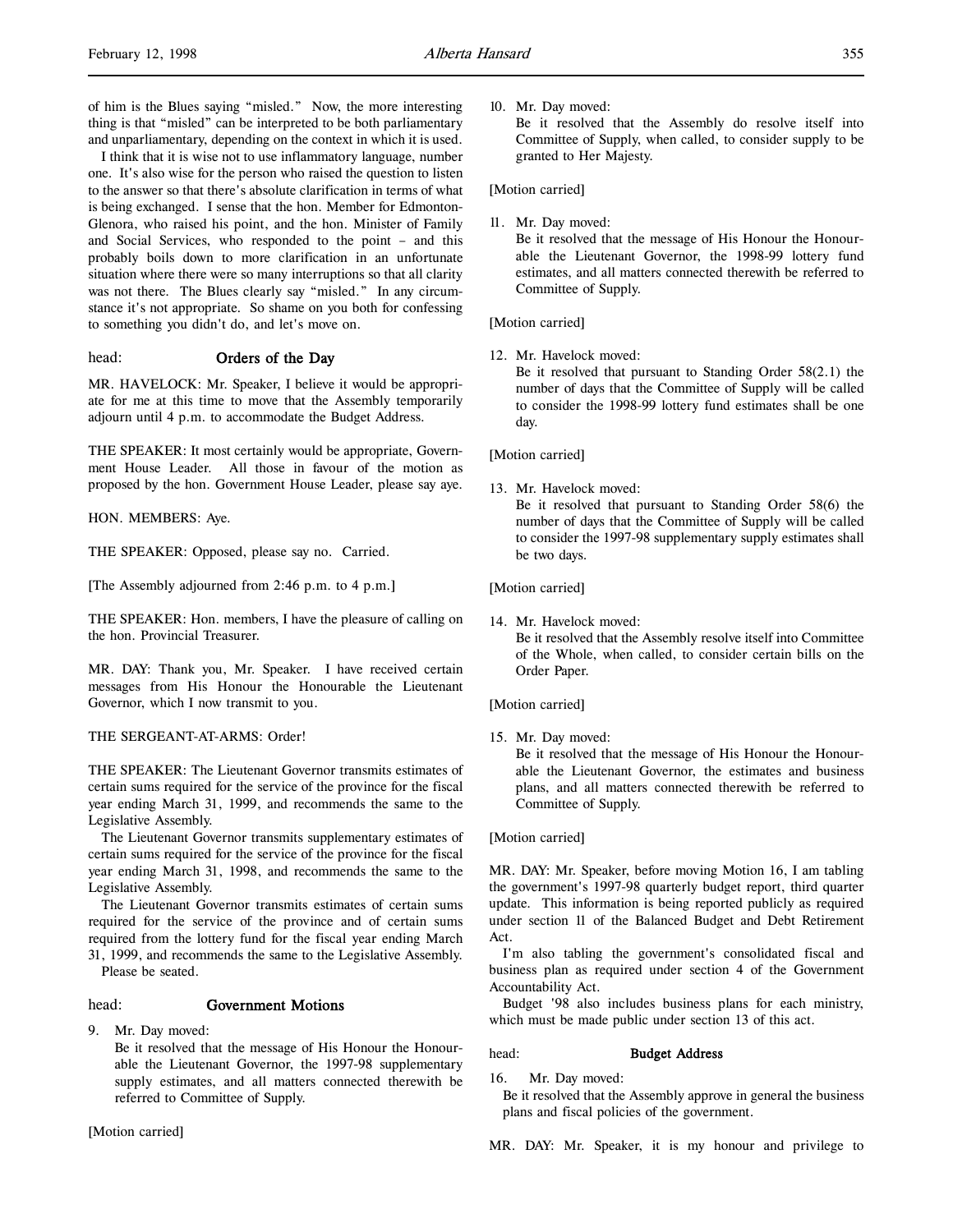of him is the Blues saying "misled." Now, the more interesting thing is that "misled" can be interpreted to be both parliamentary and unparliamentary, depending on the context in which it is used.

I think that it is wise not to use inflammatory language, number one. It's also wise for the person who raised the question to listen to the answer so that there's absolute clarification in terms of what is being exchanged. I sense that the hon. Member for Edmonton-Glenora, who raised his point, and the hon. Minister of Family and Social Services, who responded to the point – and this probably boils down to more clarification in an unfortunate situation where there were so many interruptions so that all clarity was not there. The Blues clearly say "misled." In any circumstance it's not appropriate. So shame on you both for confessing to something you didn't do, and let's move on.

head: **Orders of the Day**

MR. HAVELOCK: Mr. Speaker, I believe it would be appropriate for me at this time to move that the Assembly temporarily adjourn until 4 p.m. to accommodate the Budget Address.

THE SPEAKER: It most certainly would be appropriate, Government House Leader. All those in favour of the motion as proposed by the hon. Government House Leader, please say aye.

HON. MEMBERS: Aye.

THE SPEAKER: Opposed, please say no. Carried.

[The Assembly adjourned from 2:46 p.m. to 4 p.m.]

THE SPEAKER: Hon. members, I have the pleasure of calling on the hon. Provincial Treasurer.

MR. DAY: Thank you, Mr. Speaker. I have received certain messages from His Honour the Honourable the Lieutenant Governor, which I now transmit to you.

THE SERGEANT-AT-ARMS: Order!

THE SPEAKER: The Lieutenant Governor transmits estimates of certain sums required for the service of the province for the fiscal year ending March 31, 1999, and recommends the same to the Legislative Assembly.

The Lieutenant Governor transmits supplementary estimates of certain sums required for the service of the province for the fiscal year ending March 31, 1998, and recommends the same to the Legislative Assembly.

The Lieutenant Governor transmits estimates of certain sums required for the service of the province and of certain sums required from the lottery fund for the fiscal year ending March 31, 1999, and recommends the same to the Legislative Assembly.

Please be seated.

head: **Government Motions**

9. Mr. Day moved:
   Be it resolved that the message of His Honour the Honourable the Lieutenant Governor, the 1997-98 supplementary supply estimates, and all matters connected therewith be referred to Committee of Supply.

[Motion carried]

10. Mr. Day moved:
    Be it resolved that the Assembly do resolve itself into Committee of Supply, when called, to consider supply to be granted to Her Majesty.

[Motion carried]

11. Mr. Day moved:
    Be it resolved that the message of His Honour the Honourable the Lieutenant Governor, the 1998-99 lottery fund estimates, and all matters connected therewith be referred to Committee of Supply.

[Motion carried]

12. Mr. Havelock moved:
    Be it resolved that pursuant to Standing Order 58(2.1) the number of days that the Committee of Supply will be called to consider the 1998-99 lottery fund estimates shall be one day.

[Motion carried]

13. Mr. Havelock moved:
    Be it resolved that pursuant to Standing Order 58(6) the number of days that the Committee of Supply will be called to consider the 1997-98 supplementary supply estimates shall be two days.

[Motion carried]

14. Mr. Havelock moved:
    Be it resolved that the Assembly resolve itself into Committee of the Whole, when called, to consider certain bills on the Order Paper.

[Motion carried]

15. Mr. Day moved:
    Be it resolved that the message of His Honour the Honourable the Lieutenant Governor, the estimates and business plans, and all matters connected therewith be referred to Committee of Supply.

[Motion carried]

MR. DAY: Mr. Speaker, before moving Motion 16, I am tabling the government's 1997-98 quarterly budget report, third quarter update. This information is being reported publicly as required under section 11 of the Balanced Budget and Debt Retirement Act.

I'm also tabling the government's consolidated fiscal and business plan as required under section 4 of the Government Accountability Act.

Budget '98 also includes business plans for each ministry, which must be made public under section 13 of this act.

head: **Budget Address**

16. Mr. Day moved:
    Be it resolved that the Assembly approve in general the business plans and fiscal policies of the government.

MR. DAY: Mr. Speaker, it is my honour and privilege to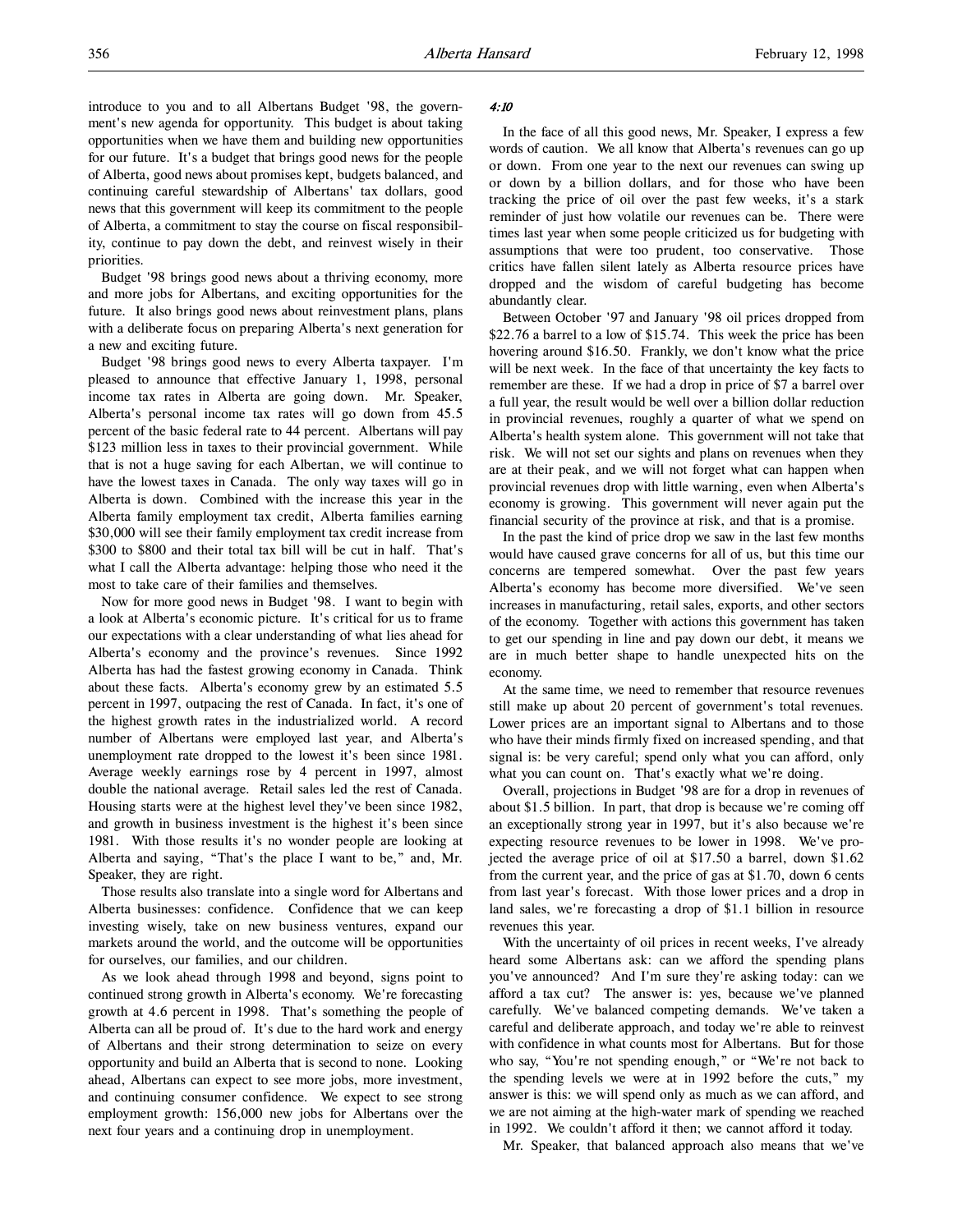introduce to you and to all Albertans Budget '98, the government's new agenda for opportunity. This budget is about taking opportunities when we have them and building new opportunities for our future. It's a budget that brings good news for the people of Alberta, good news about promises kept, budgets balanced, and continuing careful stewardship of Albertans' tax dollars, good news that this government will keep its commitment to the people of Alberta, a commitment to stay the course on fiscal responsibility, continue to pay down the debt, and reinvest wisely in their priorities.

Budget '98 brings good news about a thriving economy, more and more jobs for Albertans, and exciting opportunities for the future. It also brings good news about reinvestment plans, plans with a deliberate focus on preparing Alberta's next generation for a new and exciting future.

Budget '98 brings good news to every Alberta taxpayer. I'm pleased to announce that effective January 1, 1998, personal income tax rates in Alberta are going down. Mr. Speaker, Alberta's personal income tax rates will go down from 45.5 percent of the basic federal rate to 44 percent. Albertans will pay $123 million less in taxes to their provincial government. While that is not a huge saving for each Albertan, we will continue to have the lowest taxes in Canada. The only way taxes will go in Alberta is down. Combined with the increase this year in the Alberta family employment tax credit, Alberta families earning $30,000 will see their family employment tax credit increase from $300 to $800 and their total tax bill will be cut in half. That's what I call the Alberta advantage: helping those who need it the most to take care of their families and themselves.

Now for more good news in Budget '98. I want to begin with a look at Alberta's economic picture. It's critical for us to frame our expectations with a clear understanding of what lies ahead for Alberta's economy and the province's revenues. Since 1992 Alberta has had the fastest growing economy in Canada. Think about these facts. Alberta's economy grew by an estimated 5.5 percent in 1997, outpacing the rest of Canada. In fact, it's one of the highest growth rates in the industrialized world. A record number of Albertans were employed last year, and Alberta's unemployment rate dropped to the lowest it's been since 1981. Average weekly earnings rose by 4 percent in 1997, almost double the national average. Retail sales led the rest of Canada. Housing starts were at the highest level they've been since 1982, and growth in business investment is the highest it's been since 1981. With those results it's no wonder people are looking at Alberta and saying, "That's the place I want to be," and, Mr. Speaker, they are right.

Those results also translate into a single word for Albertans and Alberta businesses: confidence. Confidence that we can keep investing wisely, take on new business ventures, expand our markets around the world, and the outcome will be opportunities for ourselves, our families, and our children.

As we look ahead through 1998 and beyond, signs point to continued strong growth in Alberta's economy. We're forecasting growth at 4.6 percent in 1998. That's something the people of Alberta can all be proud of. It's due to the hard work and energy of Albertans and their strong determination to seize on every opportunity and build an Alberta that is second to none. Looking ahead, Albertans can expect to see more jobs, more investment, and continuing consumer confidence. We expect to see strong employment growth: 156,000 new jobs for Albertans over the next four years and a continuing drop in unemployment.

*4:10*

In the face of all this good news, Mr. Speaker, I express a few words of caution. We all know that Alberta's revenues can go up or down. From one year to the next our revenues can swing up or down by a billion dollars, and for those who have been tracking the price of oil over the past few weeks, it's a stark reminder of just how volatile our revenues can be. There were times last year when some people criticized us for budgeting with assumptions that were too prudent, too conservative. Those critics have fallen silent lately as Alberta resource prices have dropped and the wisdom of careful budgeting has become abundantly clear.

Between October '97 and January '98 oil prices dropped from $22.76 a barrel to a low of $15.74. This week the price has been hovering around $16.50. Frankly, we don't know what the price will be next week. In the face of that uncertainty the key facts to remember are these. If we had a drop in price of $7 a barrel over a full year, the result would be well over a billion dollar reduction in provincial revenues, roughly a quarter of what we spend on Alberta's health system alone. This government will not take that risk. We will not set our sights and plans on revenues when they are at their peak, and we will not forget what can happen when provincial revenues drop with little warning, even when Alberta's economy is growing. This government will never again put the financial security of the province at risk, and that is a promise.

In the past the kind of price drop we saw in the last few months would have caused grave concerns for all of us, but this time our concerns are tempered somewhat. Over the past few years Alberta's economy has become more diversified. We've seen increases in manufacturing, retail sales, exports, and other sectors of the economy. Together with actions this government has taken to get our spending in line and pay down our debt, it means we are in much better shape to handle unexpected hits on the economy.

At the same time, we need to remember that resource revenues still make up about 20 percent of government's total revenues. Lower prices are an important signal to Albertans and to those who have their minds firmly fixed on increased spending, and that signal is: be very careful; spend only what you can afford, only what you can count on. That's exactly what we're doing.

Overall, projections in Budget '98 are for a drop in revenues of about $1.5 billion. In part, that drop is because we're coming off an exceptionally strong year in 1997, but it's also because we're expecting resource revenues to be lower in 1998. We've projected the average price of oil at $17.50 a barrel, down $1.62 from the current year, and the price of gas at $1.70, down 6 cents from last year's forecast. With those lower prices and a drop in land sales, we're forecasting a drop of $1.1 billion in resource revenues this year.

With the uncertainty of oil prices in recent weeks, I've already heard some Albertans ask: can we afford the spending plans you've announced? And I'm sure they're asking today: can we afford a tax cut? The answer is: yes, because we've planned carefully. We've balanced competing demands. We've taken a careful and deliberate approach, and today we're able to reinvest with confidence in what counts most for Albertans. But for those who say, "You're not spending enough," or "We're not back to the spending levels we were at in 1992 before the cuts," my answer is this: we will spend only as much as we can afford, and we are not aiming at the high-water mark of spending we reached in 1992. We couldn't afford it then; we cannot afford it today.

Mr. Speaker, that balanced approach also means that we've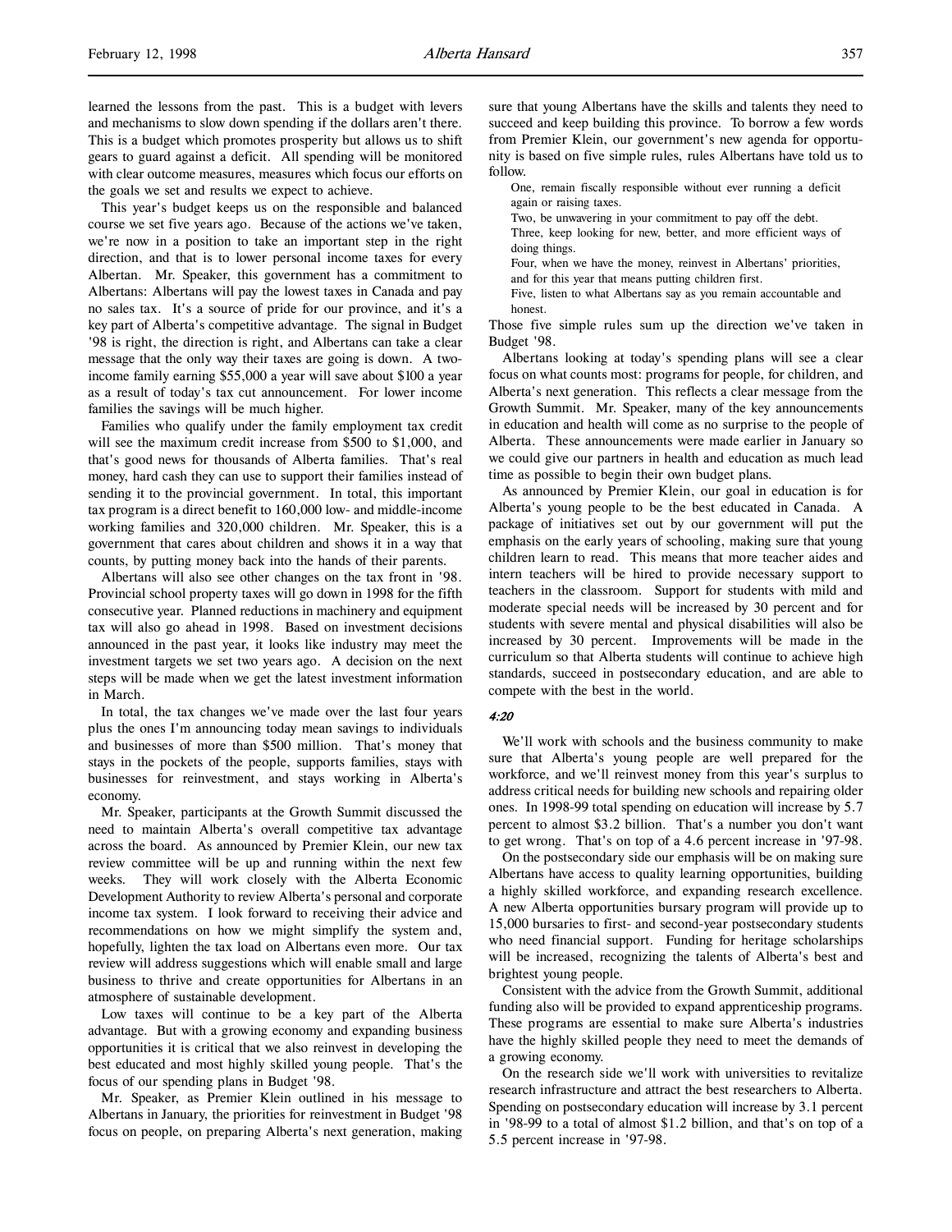learned the lessons from the past. This is a budget with levers and mechanisms to slow down spending if the dollars aren't there. This is a budget which promotes prosperity but allows us to shift gears to guard against a deficit. All spending will be monitored with clear outcome measures, measures which focus our efforts on the goals we set and results we expect to achieve.

This year's budget keeps us on the responsible and balanced course we set five years ago. Because of the actions we've taken, we're now in a position to take an important step in the right direction, and that is to lower personal income taxes for every Albertan. Mr. Speaker, this government has a commitment to Albertans: Albertans will pay the lowest taxes in Canada and pay no sales tax. It's a source of pride for our province, and it's a key part of Alberta's competitive advantage. The signal in Budget '98 is right, the direction is right, and Albertans can take a clear message that the only way their taxes are going is down. A two-income family earning $55,000 a year will save about $100 a year as a result of today's tax cut announcement. For lower income families the savings will be much higher.

Families who qualify under the family employment tax credit will see the maximum credit increase from $500 to $1,000, and that's good news for thousands of Alberta families. That's real money, hard cash they can use to support their families instead of sending it to the provincial government. In total, this important tax program is a direct benefit to 160,000 low- and middle-income working families and 320,000 children. Mr. Speaker, this is a government that cares about children and shows it in a way that counts, by putting money back into the hands of their parents.

Albertans will also see other changes on the tax front in '98. Provincial school property taxes will go down in 1998 for the fifth consecutive year. Planned reductions in machinery and equipment tax will also go ahead in 1998. Based on investment decisions announced in the past year, it looks like industry may meet the investment targets we set two years ago. A decision on the next steps will be made when we get the latest investment information in March.

In total, the tax changes we've made over the last four years plus the ones I'm announcing today mean savings to individuals and businesses of more than $500 million. That's money that stays in the pockets of the people, supports families, stays with businesses for reinvestment, and stays working in Alberta's economy.

Mr. Speaker, participants at the Growth Summit discussed the need to maintain Alberta's overall competitive tax advantage across the board. As announced by Premier Klein, our new tax review committee will be up and running within the next few weeks. They will work closely with the Alberta Economic Development Authority to review Alberta's personal and corporate income tax system. I look forward to receiving their advice and recommendations on how we might simplify the system and, hopefully, lighten the tax load on Albertans even more. Our tax review will address suggestions which will enable small and large business to thrive and create opportunities for Albertans in an atmosphere of sustainable development.

Low taxes will continue to be a key part of the Alberta advantage. But with a growing economy and expanding business opportunities it is critical that we also reinvest in developing the best educated and most highly skilled young people. That's the focus of our spending plans in Budget '98.

Mr. Speaker, as Premier Klein outlined in his message to Albertans in January, the priorities for reinvestment in Budget '98 focus on people, on preparing Alberta's next generation, making sure that young Albertans have the skills and talents they need to succeed and keep building this province. To borrow a few words from Premier Klein, our government's new agenda for opportunity is based on five simple rules, rules Albertans have told us to follow.

> One, remain fiscally responsible without ever running a deficit again or raising taxes.
> Two, be unwavering in your commitment to pay off the debt.
> Three, keep looking for new, better, and more efficient ways of doing things.
> Four, when we have the money, reinvest in Albertans' priorities, and for this year that means putting children first.
> Five, listen to what Albertans say as you remain accountable and honest.

Those five simple rules sum up the direction we've taken in Budget '98.

Albertans looking at today's spending plans will see a clear focus on what counts most: programs for people, for children, and Alberta's next generation. This reflects a clear message from the Growth Summit. Mr. Speaker, many of the key announcements in education and health will come as no surprise to the people of Alberta. These announcements were made earlier in January so we could give our partners in health and education as much lead time as possible to begin their own budget plans.

As announced by Premier Klein, our goal in education is for Alberta's young people to be the best educated in Canada. A package of initiatives set out by our government will put the emphasis on the early years of schooling, making sure that young children learn to read. This means that more teacher aides and intern teachers will be hired to provide necessary support to teachers in the classroom. Support for students with mild and moderate special needs will be increased by 30 percent and for students with severe mental and physical disabilities will also be increased by 30 percent. Improvements will be made in the curriculum so that Alberta students will continue to achieve high standards, succeed in postsecondary education, and are able to compete with the best in the world.

*4:20*

We'll work with schools and the business community to make sure that Alberta's young people are well prepared for the workforce, and we'll reinvest money from this year's surplus to address critical needs for building new schools and repairing older ones. In 1998-99 total spending on education will increase by 5.7 percent to almost $3.2 billion. That's a number you don't want to get wrong. That's on top of a 4.6 percent increase in '97-98.

On the postsecondary side our emphasis will be on making sure Albertans have access to quality learning opportunities, building a highly skilled workforce, and expanding research excellence. A new Alberta opportunities bursary program will provide up to 15,000 bursaries to first- and second-year postsecondary students who need financial support. Funding for heritage scholarships will be increased, recognizing the talents of Alberta's best and brightest young people.

Consistent with the advice from the Growth Summit, additional funding also will be provided to expand apprenticeship programs. These programs are essential to make sure Alberta's industries have the highly skilled people they need to meet the demands of a growing economy.

On the research side we'll work with universities to revitalize research infrastructure and attract the best researchers to Alberta. Spending on postsecondary education will increase by 3.1 percent in '98-99 to a total of almost $1.2 billion, and that's on top of a 5.5 percent increase in '97-98.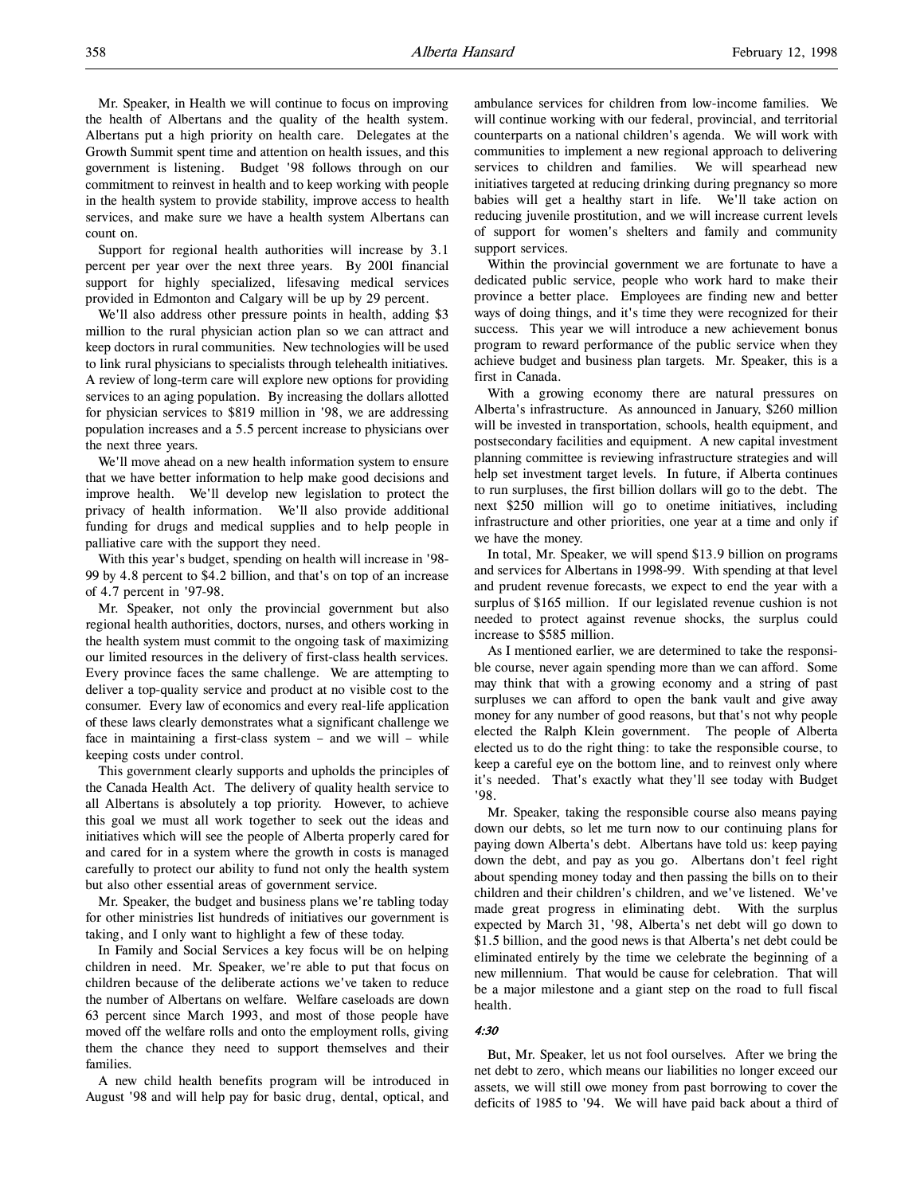Mr. Speaker, in Health we will continue to focus on improving the health of Albertans and the quality of the health system. Albertans put a high priority on health care. Delegates at the Growth Summit spent time and attention on health issues, and this government is listening. Budget '98 follows through on our commitment to reinvest in health and to keep working with people in the health system to provide stability, improve access to health services, and make sure we have a health system Albertans can count on.

Support for regional health authorities will increase by 3.1 percent per year over the next three years. By 2001 financial support for highly specialized, lifesaving medical services provided in Edmonton and Calgary will be up by 29 percent.

We'll also address other pressure points in health, adding $3 million to the rural physician action plan so we can attract and keep doctors in rural communities. New technologies will be used to link rural physicians to specialists through telehealth initiatives. A review of long-term care will explore new options for providing services to an aging population. By increasing the dollars allotted for physician services to $819 million in '98, we are addressing population increases and a 5.5 percent increase to physicians over the next three years.

We'll move ahead on a new health information system to ensure that we have better information to help make good decisions and improve health. We'll develop new legislation to protect the privacy of health information. We'll also provide additional funding for drugs and medical supplies and to help people in palliative care with the support they need.

With this year's budget, spending on health will increase in '98-99 by 4.8 percent to $4.2 billion, and that's on top of an increase of 4.7 percent in '97-98.

Mr. Speaker, not only the provincial government but also regional health authorities, doctors, nurses, and others working in the health system must commit to the ongoing task of maximizing our limited resources in the delivery of first-class health services. Every province faces the same challenge. We are attempting to deliver a top-quality service and product at no visible cost to the consumer. Every law of economics and every real-life application of these laws clearly demonstrates what a significant challenge we face in maintaining a first-class system – and we will – while keeping costs under control.

This government clearly supports and upholds the principles of the Canada Health Act. The delivery of quality health service to all Albertans is absolutely a top priority. However, to achieve this goal we must all work together to seek out the ideas and initiatives which will see the people of Alberta properly cared for and cared for in a system where the growth in costs is managed carefully to protect our ability to fund not only the health system but also other essential areas of government service.

Mr. Speaker, the budget and business plans we're tabling today for other ministries list hundreds of initiatives our government is taking, and I only want to highlight a few of these today.

In Family and Social Services a key focus will be on helping children in need. Mr. Speaker, we're able to put that focus on children because of the deliberate actions we've taken to reduce the number of Albertans on welfare. Welfare caseloads are down 63 percent since March 1993, and most of those people have moved off the welfare rolls and onto the employment rolls, giving them the chance they need to support themselves and their families.

A new child health benefits program will be introduced in August '98 and will help pay for basic drug, dental, optical, and ambulance services for children from low-income families. We will continue working with our federal, provincial, and territorial counterparts on a national children's agenda. We will work with communities to implement a new regional approach to delivering services to children and families. We will spearhead new initiatives targeted at reducing drinking during pregnancy so more babies will get a healthy start in life. We'll take action on reducing juvenile prostitution, and we will increase current levels of support for women's shelters and family and community support services.

Within the provincial government we are fortunate to have a dedicated public service, people who work hard to make their province a better place. Employees are finding new and better ways of doing things, and it's time they were recognized for their success. This year we will introduce a new achievement bonus program to reward performance of the public service when they achieve budget and business plan targets. Mr. Speaker, this is a first in Canada.

With a growing economy there are natural pressures on Alberta's infrastructure. As announced in January, $260 million will be invested in transportation, schools, health equipment, and postsecondary facilities and equipment. A new capital investment planning committee is reviewing infrastructure strategies and will help set investment target levels. In future, if Alberta continues to run surpluses, the first billion dollars will go to the debt. The next $250 million will go to onetime initiatives, including infrastructure and other priorities, one year at a time and only if we have the money.

In total, Mr. Speaker, we will spend $13.9 billion on programs and services for Albertans in 1998-99. With spending at that level and prudent revenue forecasts, we expect to end the year with a surplus of $165 million. If our legislated revenue cushion is not needed to protect against revenue shocks, the surplus could increase to $585 million.

As I mentioned earlier, we are determined to take the responsible course, never again spending more than we can afford. Some may think that with a growing economy and a string of past surpluses we can afford to open the bank vault and give away money for any number of good reasons, but that's not why people elected the Ralph Klein government. The people of Alberta elected us to do the right thing: to take the responsible course, to keep a careful eye on the bottom line, and to reinvest only where it's needed. That's exactly what they'll see today with Budget '98.

Mr. Speaker, taking the responsible course also means paying down our debts, so let me turn now to our continuing plans for paying down Alberta's debt. Albertans have told us: keep paying down the debt, and pay as you go. Albertans don't feel right about spending money today and then passing the bills on to their children and their children's children, and we've listened. We've made great progress in eliminating debt. With the surplus expected by March 31, '98, Alberta's net debt will go down to $1.5 billion, and the good news is that Alberta's net debt could be eliminated entirely by the time we celebrate the beginning of a new millennium. That would be cause for celebration. That will be a major milestone and a giant step on the road to full fiscal health.

*4:30*

But, Mr. Speaker, let us not fool ourselves. After we bring the net debt to zero, which means our liabilities no longer exceed our assets, we will still owe money from past borrowing to cover the deficits of 1985 to '94. We will have paid back about a third of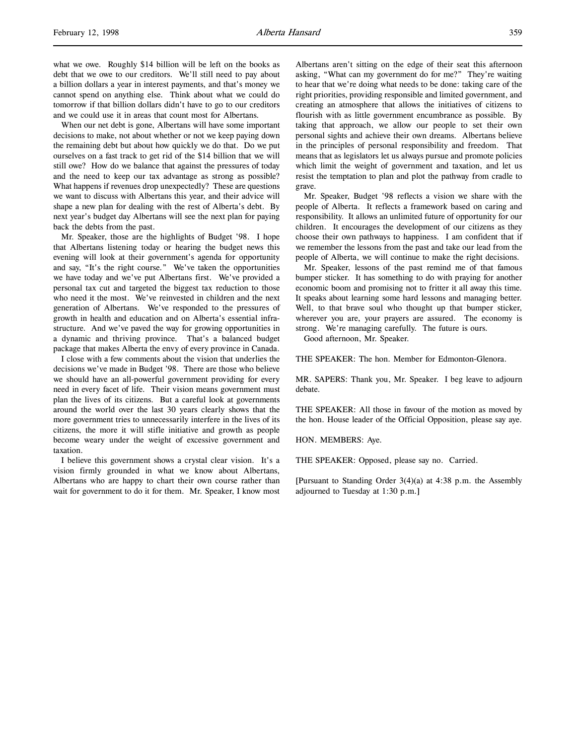what we owe. Roughly $14 billion will be left on the books as debt that we owe to our creditors. We'll still need to pay about a billion dollars a year in interest payments, and that's money we cannot spend on anything else. Think about what we could do tomorrow if that billion dollars didn't have to go to our creditors and we could use it in areas that count most for Albertans.

When our net debt is gone, Albertans will have some important decisions to make, not about whether or not we keep paying down the remaining debt but about how quickly we do that. Do we put ourselves on a fast track to get rid of the $14 billion that we will still owe? How do we balance that against the pressures of today and the need to keep our tax advantage as strong as possible? What happens if revenues drop unexpectedly? These are questions we want to discuss with Albertans this year, and their advice will shape a new plan for dealing with the rest of Alberta's debt. By next year's budget day Albertans will see the next plan for paying back the debts from the past.

Mr. Speaker, those are the highlights of Budget '98. I hope that Albertans listening today or hearing the budget news this evening will look at their government's agenda for opportunity and say, "It's the right course." We've taken the opportunities we have today and we've put Albertans first. We've provided a personal tax cut and targeted the biggest tax reduction to those who need it the most. We've reinvested in children and the next generation of Albertans. We've responded to the pressures of growth in health and education and on Alberta's essential infrastructure. And we've paved the way for growing opportunities in a dynamic and thriving province. That's a balanced budget package that makes Alberta the envy of every province in Canada.

I close with a few comments about the vision that underlies the decisions we've made in Budget '98. There are those who believe we should have an all-powerful government providing for every need in every facet of life. Their vision means government must plan the lives of its citizens. But a careful look at governments around the world over the last 30 years clearly shows that the more government tries to unnecessarily interfere in the lives of its citizens, the more it will stifle initiative and growth as people become weary under the weight of excessive government and taxation.

I believe this government shows a crystal clear vision. It's a vision firmly grounded in what we know about Albertans, Albertans who are happy to chart their own course rather than wait for government to do it for them. Mr. Speaker, I know most Albertans aren't sitting on the edge of their seat this afternoon asking, "What can my government do for me?" They're waiting to hear that we're doing what needs to be done: taking care of the right priorities, providing responsible and limited government, and creating an atmosphere that allows the initiatives of citizens to flourish with as little government encumbrance as possible. By taking that approach, we allow our people to set their own personal sights and achieve their own dreams. Albertans believe in the principles of personal responsibility and freedom. That means that as legislators let us always pursue and promote policies which limit the weight of government and taxation, and let us resist the temptation to plan and plot the pathway from cradle to grave.

Mr. Speaker, Budget '98 reflects a vision we share with the people of Alberta. It reflects a framework based on caring and responsibility. It allows an unlimited future of opportunity for our children. It encourages the development of our citizens as they choose their own pathways to happiness. I am confident that if we remember the lessons from the past and take our lead from the people of Alberta, we will continue to make the right decisions.

Mr. Speaker, lessons of the past remind me of that famous bumper sticker. It has something to do with praying for another economic boom and promising not to fritter it all away this time. It speaks about learning some hard lessons and managing better. Well, to that brave soul who thought up that bumper sticker, wherever you are, your prayers are assured. The economy is strong. We're managing carefully. The future is ours.

Good afternoon, Mr. Speaker.

THE SPEAKER: The hon. Member for Edmonton-Glenora.

MR. SAPERS: Thank you, Mr. Speaker. I beg leave to adjourn debate.

THE SPEAKER: All those in favour of the motion as moved by the hon. House leader of the Official Opposition, please say aye.

HON. MEMBERS: Aye.

THE SPEAKER: Opposed, please say no. Carried.

[Pursuant to Standing Order 3(4)(a) at 4:38 p.m. the Assembly adjourned to Tuesday at 1:30 p.m.]